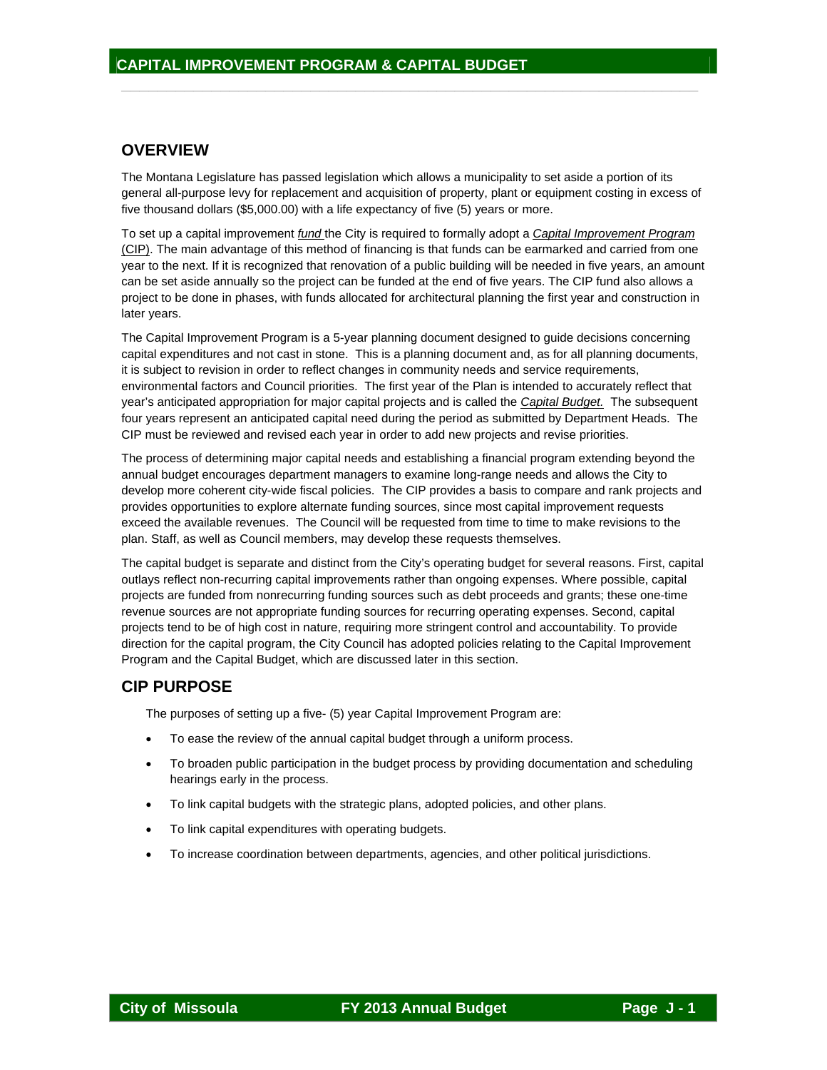# CAPITAL IMPROVEMENT PROGRAM & CAPITAL BUDGET

## OVERVIEW

The Montana Legislature has passed legislation which allows a municipality to set aside a portion of its general all-purpose levy for replacement and acquisition of property, plant or equipment costing in excess of five thousand dollars ($5,000.00) with a life expectancy of five (5) years or more.

To set up a capital improvement *fund* the City is required to formally adopt a *Capital Improvement Program* (CIP). The main advantage of this method of financing is that funds can be earmarked and carried from one year to the next. If it is recognized that renovation of a public building will be needed in five years, an amount can be set aside annually so the project can be funded at the end of five years. The CIP fund also allows a project to be done in phases, with funds allocated for architectural planning the first year and construction in later years.

The Capital Improvement Program is a 5-year planning document designed to guide decisions concerning capital expenditures and not cast in stone. This is a planning document and, as for all planning documents, it is subject to revision in order to reflect changes in community needs and service requirements, environmental factors and Council priorities. The first year of the Plan is intended to accurately reflect that year's anticipated appropriation for major capital projects and is called the *Capital Budget.* The subsequent four years represent an anticipated capital need during the period as submitted by Department Heads. The CIP must be reviewed and revised each year in order to add new projects and revise priorities.

The process of determining major capital needs and establishing a financial program extending beyond the annual budget encourages department managers to examine long-range needs and allows the City to develop more coherent city-wide fiscal policies. The CIP provides a basis to compare and rank projects and provides opportunities to explore alternate funding sources, since most capital improvement requests exceed the available revenues. The Council will be requested from time to time to make revisions to the plan. Staff, as well as Council members, may develop these requests themselves.

The capital budget is separate and distinct from the City's operating budget for several reasons. First, capital outlays reflect non-recurring capital improvements rather than ongoing expenses. Where possible, capital projects are funded from nonrecurring funding sources such as debt proceeds and grants; these one-time revenue sources are not appropriate funding sources for recurring operating expenses. Second, capital projects tend to be of high cost in nature, requiring more stringent control and accountability. To provide direction for the capital program, the City Council has adopted policies relating to the Capital Improvement Program and the Capital Budget, which are discussed later in this section.

## CIP PURPOSE

The purposes of setting up a five- (5) year Capital Improvement Program are:

- To ease the review of the annual capital budget through a uniform process.
- To broaden public participation in the budget process by providing documentation and scheduling hearings early in the process.
- To link capital budgets with the strategic plans, adopted policies, and other plans.
- To link capital expenditures with operating budgets.
- To increase coordination between departments, agencies, and other political jurisdictions.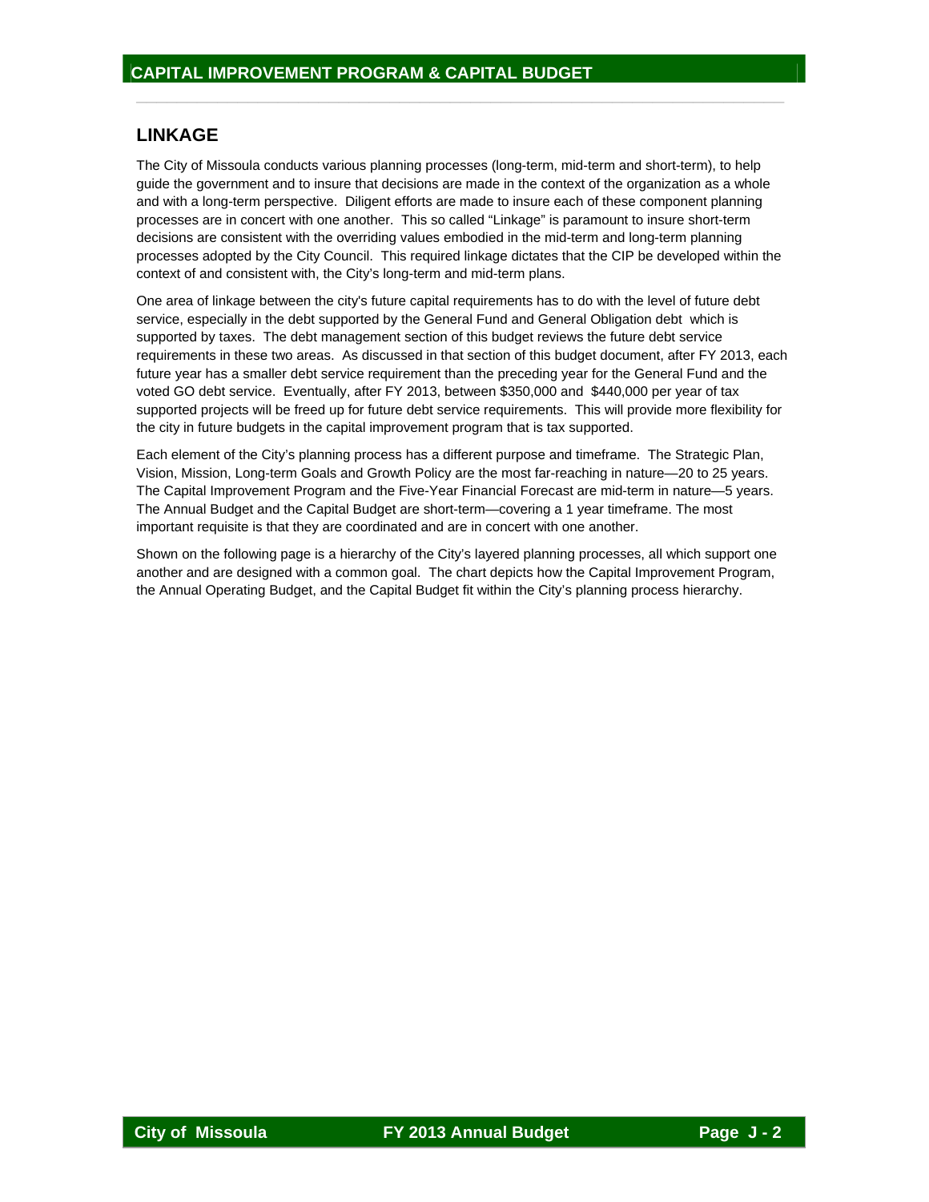## LINKAGE

The City of Missoula conducts various planning processes (long-term, mid-term and short-term), to help guide the government and to insure that decisions are made in the context of the organization as a whole and with a long-term perspective. Diligent efforts are made to insure each of these component planning processes are in concert with one another. This so called "Linkage" is paramount to insure short-term decisions are consistent with the overriding values embodied in the mid-term and long-term planning processes adopted by the City Council. This required linkage dictates that the CIP be developed within the context of and consistent with, the City's long-term and mid-term plans.

One area of linkage between the city's future capital requirements has to do with the level of future debt service, especially in the debt supported by the General Fund and General Obligation debt which is supported by taxes. The debt management section of this budget reviews the future debt service requirements in these two areas. As discussed in that section of this budget document, after FY 2013, each future year has a smaller debt service requirement than the preceding year for the General Fund and the voted GO debt service. Eventually, after FY 2013, between $350,000 and $440,000 per year of tax supported projects will be freed up for future debt service requirements. This will provide more flexibility for the city in future budgets in the capital improvement program that is tax supported.

Each element of the City's planning process has a different purpose and timeframe. The Strategic Plan, Vision, Mission, Long-term Goals and Growth Policy are the most far-reaching in nature—20 to 25 years. The Capital Improvement Program and the Five-Year Financial Forecast are mid-term in nature—5 years. The Annual Budget and the Capital Budget are short-term—covering a 1 year timeframe. The most important requisite is that they are coordinated and are in concert with one another.

Shown on the following page is a hierarchy of the City's layered planning processes, all which support one another and are designed with a common goal. The chart depicts how the Capital Improvement Program, the Annual Operating Budget, and the Capital Budget fit within the City's planning process hierarchy.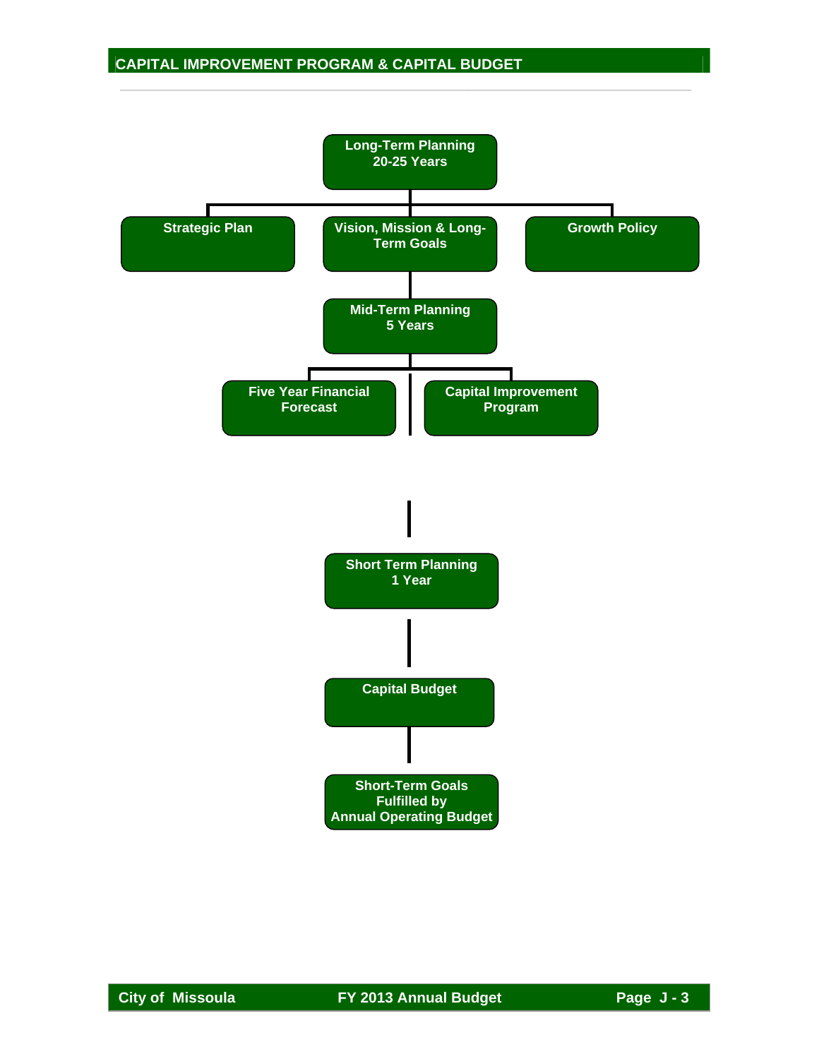- **Long-Term Planning 20-25 Years**
  - Strategic Plan
  - Vision, Mission & Long-Term Goals
  - Growth Policy
- **Mid-Term Planning 5 Years**
  - Five Year Financial Forecast
  - Capital Improvement Program
- **Short Term Planning 1 Year**
  - Capital Budget
  - Short-Term Goals Fulfilled by Annual Operating Budget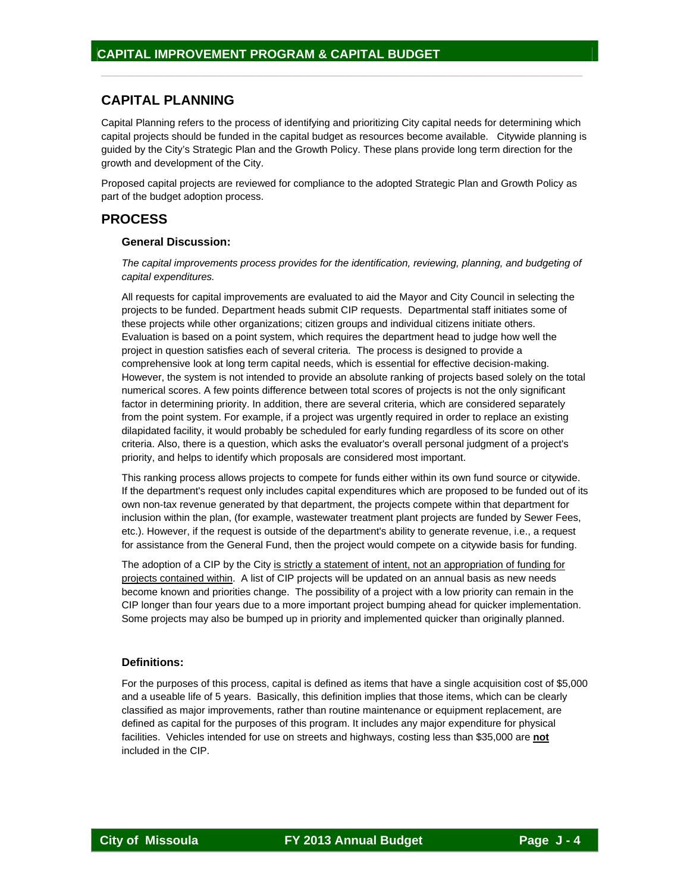## CAPITAL PLANNING

Capital Planning refers to the process of identifying and prioritizing City capital needs for determining which capital projects should be funded in the capital budget as resources become available. Citywide planning is guided by the City's Strategic Plan and the Growth Policy. These plans provide long term direction for the growth and development of the City.

Proposed capital projects are reviewed for compliance to the adopted Strategic Plan and Growth Policy as part of the budget adoption process.

## PROCESS

### General Discussion:

*The capital improvements process provides for the identification, reviewing, planning, and budgeting of capital expenditures.*

All requests for capital improvements are evaluated to aid the Mayor and City Council in selecting the projects to be funded. Department heads submit CIP requests. Departmental staff initiates some of these projects while other organizations; citizen groups and individual citizens initiate others. Evaluation is based on a point system, which requires the department head to judge how well the project in question satisfies each of several criteria. The process is designed to provide a comprehensive look at long term capital needs, which is essential for effective decision-making. However, the system is not intended to provide an absolute ranking of projects based solely on the total numerical scores. A few points difference between total scores of projects is not the only significant factor in determining priority. In addition, there are several criteria, which are considered separately from the point system. For example, if a project was urgently required in order to replace an existing dilapidated facility, it would probably be scheduled for early funding regardless of its score on other criteria. Also, there is a question, which asks the evaluator's overall personal judgment of a project's priority, and helps to identify which proposals are considered most important.

This ranking process allows projects to compete for funds either within its own fund source or citywide. If the department's request only includes capital expenditures which are proposed to be funded out of its own non-tax revenue generated by that department, the projects compete within that department for inclusion within the plan, (for example, wastewater treatment plant projects are funded by Sewer Fees, etc.). However, if the request is outside of the department's ability to generate revenue, i.e., a request for assistance from the General Fund, then the project would compete on a citywide basis for funding.

The adoption of a CIP by the City is strictly a statement of intent, not an appropriation of funding for projects contained within. A list of CIP projects will be updated on an annual basis as new needs become known and priorities change. The possibility of a project with a low priority can remain in the CIP longer than four years due to a more important project bumping ahead for quicker implementation. Some projects may also be bumped up in priority and implemented quicker than originally planned.

### Definitions:

For the purposes of this process, capital is defined as items that have a single acquisition cost of $5,000 and a useable life of 5 years. Basically, this definition implies that those items, which can be clearly classified as major improvements, rather than routine maintenance or equipment replacement, are defined as capital for the purposes of this program. It includes any major expenditure for physical facilities. Vehicles intended for use on streets and highways, costing less than $35,000 are **not** included in the CIP.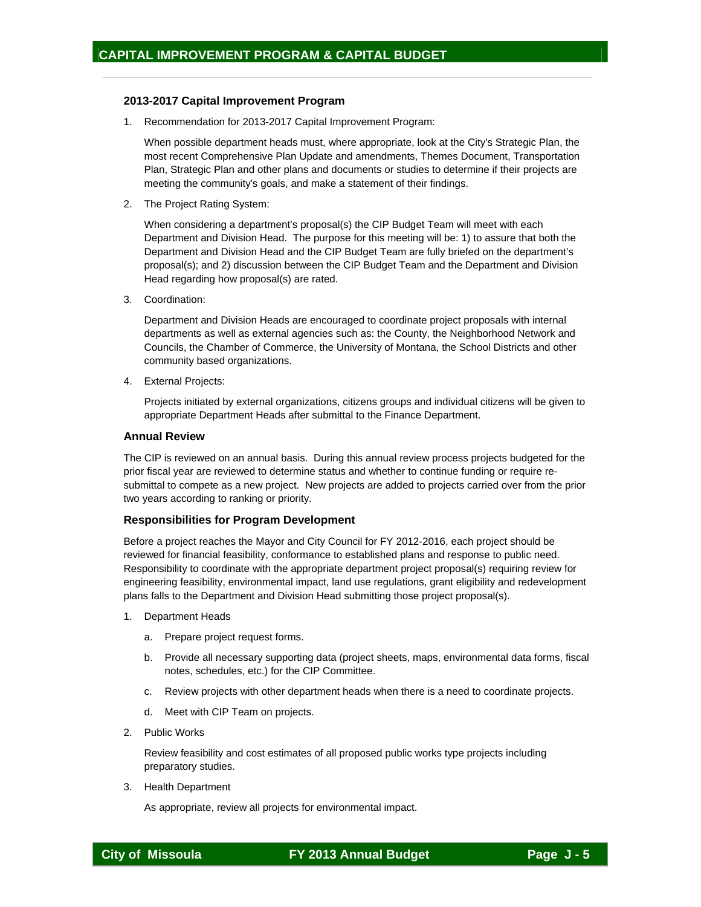## 2013-2017 Capital Improvement Program

1. Recommendation for 2013-2017 Capital Improvement Program:

   When possible department heads must, where appropriate, look at the City's Strategic Plan, the most recent Comprehensive Plan Update and amendments, Themes Document, Transportation Plan, Strategic Plan and other plans and documents or studies to determine if their projects are meeting the community's goals, and make a statement of their findings.

2. The Project Rating System:

   When considering a department's proposal(s) the CIP Budget Team will meet with each Department and Division Head. The purpose for this meeting will be: 1) to assure that both the Department and Division Head and the CIP Budget Team are fully briefed on the department's proposal(s); and 2) discussion between the CIP Budget Team and the Department and Division Head regarding how proposal(s) are rated.

3. Coordination:

   Department and Division Heads are encouraged to coordinate project proposals with internal departments as well as external agencies such as: the County, the Neighborhood Network and Councils, the Chamber of Commerce, the University of Montana, the School Districts and other community based organizations.

4. External Projects:

   Projects initiated by external organizations, citizens groups and individual citizens will be given to appropriate Department Heads after submittal to the Finance Department.

### Annual Review

The CIP is reviewed on an annual basis. During this annual review process projects budgeted for the prior fiscal year are reviewed to determine status and whether to continue funding or require re-submittal to compete as a new project. New projects are added to projects carried over from the prior two years according to ranking or priority.

### Responsibilities for Program Development

Before a project reaches the Mayor and City Council for FY 2012-2016, each project should be reviewed for financial feasibility, conformance to established plans and response to public need. Responsibility to coordinate with the appropriate department project proposal(s) requiring review for engineering feasibility, environmental impact, land use regulations, grant eligibility and redevelopment plans falls to the Department and Division Head submitting those project proposal(s).

1. Department Heads
   a. Prepare project request forms.
   b. Provide all necessary supporting data (project sheets, maps, environmental data forms, fiscal notes, schedules, etc.) for the CIP Committee.
   c. Review projects with other department heads when there is a need to coordinate projects.
   d. Meet with CIP Team on projects.

2. Public Works

   Review feasibility and cost estimates of all proposed public works type projects including preparatory studies.

3. Health Department

   As appropriate, review all projects for environmental impact.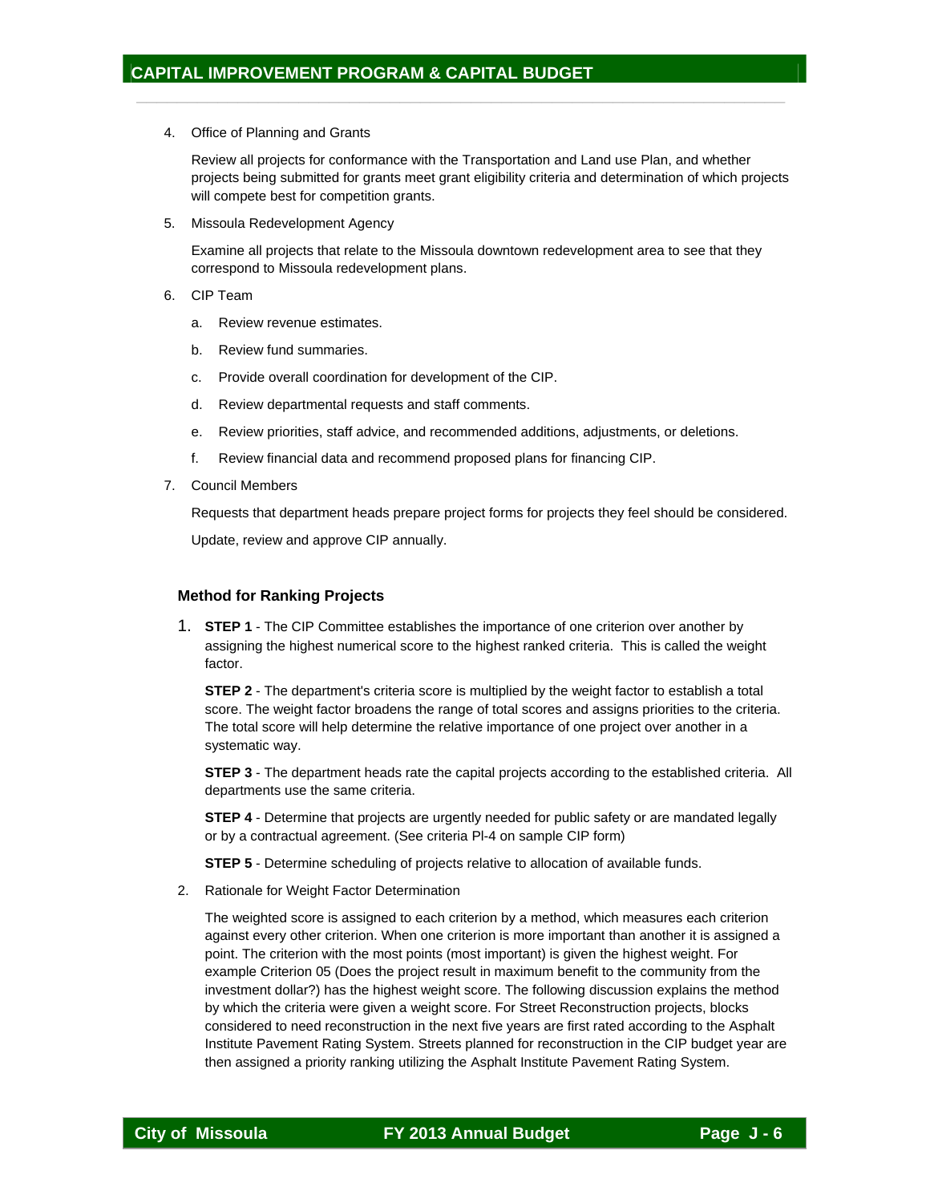4. Office of Planning and Grants

   Review all projects for conformance with the Transportation and Land use Plan, and whether projects being submitted for grants meet grant eligibility criteria and determination of which projects will compete best for competition grants.

5. Missoula Redevelopment Agency

   Examine all projects that relate to the Missoula downtown redevelopment area to see that they correspond to Missoula redevelopment plans.

6. CIP Team

   a. Review revenue estimates.

   b. Review fund summaries.

   c. Provide overall coordination for development of the CIP.

   d. Review departmental requests and staff comments.

   e. Review priorities, staff advice, and recommended additions, adjustments, or deletions.

   f. Review financial data and recommend proposed plans for financing CIP.

7. Council Members

   Requests that department heads prepare project forms for projects they feel should be considered.

   Update, review and approve CIP annually.

### Method for Ranking Projects

1. **STEP 1** - The CIP Committee establishes the importance of one criterion over another by assigning the highest numerical score to the highest ranked criteria. This is called the weight factor.

   **STEP 2** - The department's criteria score is multiplied by the weight factor to establish a total score. The weight factor broadens the range of total scores and assigns priorities to the criteria. The total score will help determine the relative importance of one project over another in a systematic way.

   **STEP 3** - The department heads rate the capital projects according to the established criteria. All departments use the same criteria.

   **STEP 4** - Determine that projects are urgently needed for public safety or are mandated legally or by a contractual agreement. (See criteria Pl-4 on sample CIP form)

   **STEP 5** - Determine scheduling of projects relative to allocation of available funds.

2. Rationale for Weight Factor Determination

   The weighted score is assigned to each criterion by a method, which measures each criterion against every other criterion. When one criterion is more important than another it is assigned a point. The criterion with the most points (most important) is given the highest weight. For example Criterion 05 (Does the project result in maximum benefit to the community from the investment dollar?) has the highest weight score. The following discussion explains the method by which the criteria were given a weight score. For Street Reconstruction projects, blocks considered to need reconstruction in the next five years are first rated according to the Asphalt Institute Pavement Rating System. Streets planned for reconstruction in the CIP budget year are then assigned a priority ranking utilizing the Asphalt Institute Pavement Rating System.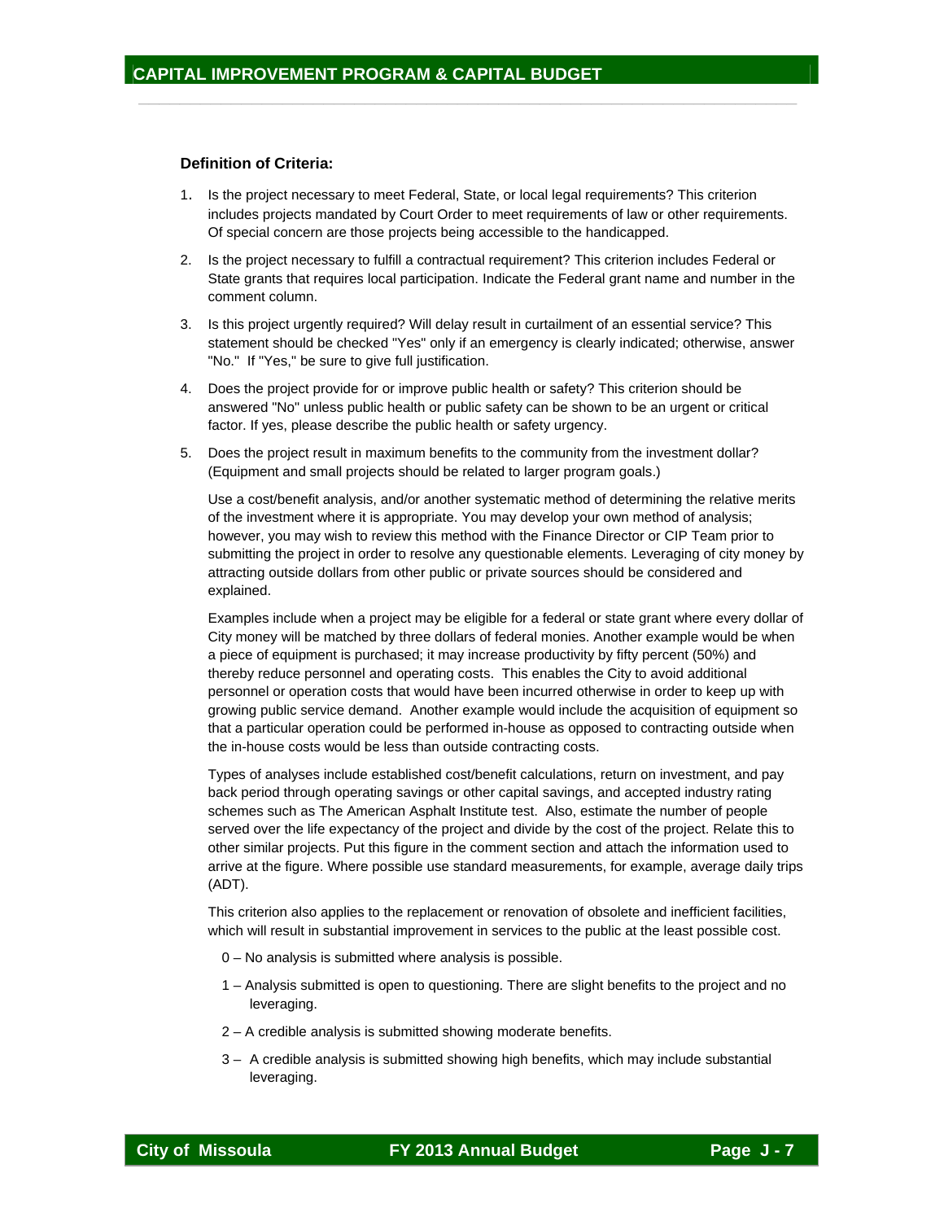**Definition of Criteria:**

1. Is the project necessary to meet Federal, State, or local legal requirements? This criterion includes projects mandated by Court Order to meet requirements of law or other requirements. Of special concern are those projects being accessible to the handicapped.

2. Is the project necessary to fulfill a contractual requirement? This criterion includes Federal or State grants that requires local participation. Indicate the Federal grant name and number in the comment column.

3. Is this project urgently required? Will delay result in curtailment of an essential service? This statement should be checked "Yes" only if an emergency is clearly indicated; otherwise, answer "No." If "Yes," be sure to give full justification.

4. Does the project provide for or improve public health or safety? This criterion should be answered "No" unless public health or public safety can be shown to be an urgent or critical factor. If yes, please describe the public health or safety urgency.

5. Does the project result in maximum benefits to the community from the investment dollar? (Equipment and small projects should be related to larger program goals.)

   Use a cost/benefit analysis, and/or another systematic method of determining the relative merits of the investment where it is appropriate. You may develop your own method of analysis; however, you may wish to review this method with the Finance Director or CIP Team prior to submitting the project in order to resolve any questionable elements. Leveraging of city money by attracting outside dollars from other public or private sources should be considered and explained.

   Examples include when a project may be eligible for a federal or state grant where every dollar of City money will be matched by three dollars of federal monies. Another example would be when a piece of equipment is purchased; it may increase productivity by fifty percent (50%) and thereby reduce personnel and operating costs. This enables the City to avoid additional personnel or operation costs that would have been incurred otherwise in order to keep up with growing public service demand. Another example would include the acquisition of equipment so that a particular operation could be performed in-house as opposed to contracting outside when the in-house costs would be less than outside contracting costs.

   Types of analyses include established cost/benefit calculations, return on investment, and pay back period through operating savings or other capital savings, and accepted industry rating schemes such as The American Asphalt Institute test. Also, estimate the number of people served over the life expectancy of the project and divide by the cost of the project. Relate this to other similar projects. Put this figure in the comment section and attach the information used to arrive at the figure. Where possible use standard measurements, for example, average daily trips (ADT).

   This criterion also applies to the replacement or renovation of obsolete and inefficient facilities, which will result in substantial improvement in services to the public at the least possible cost.

   0 – No analysis is submitted where analysis is possible.

   1 – Analysis submitted is open to questioning. There are slight benefits to the project and no leveraging.

   2 – A credible analysis is submitted showing moderate benefits.

   3 – A credible analysis is submitted showing high benefits, which may include substantial leveraging.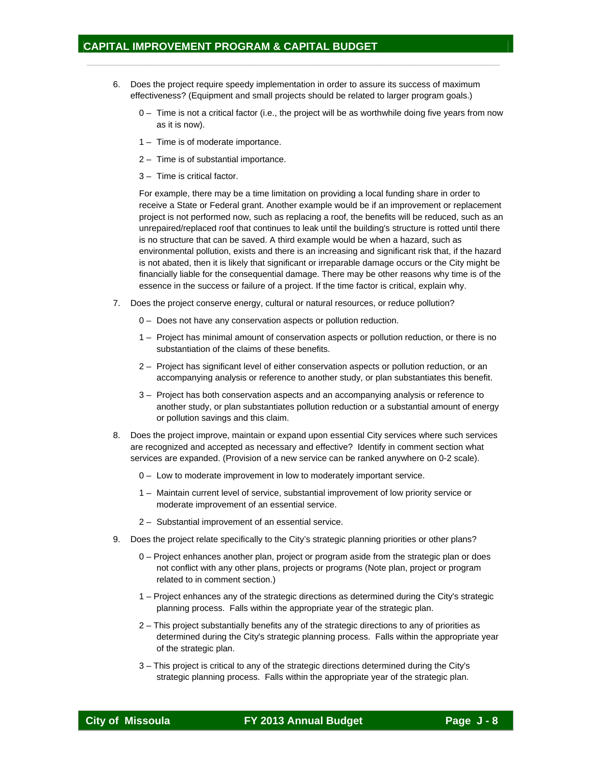6. Does the project require speedy implementation in order to assure its success of maximum effectiveness? (Equipment and small projects should be related to larger program goals.)

   0 – Time is not a critical factor (i.e., the project will be as worthwhile doing five years from now as it is now).

   1 – Time is of moderate importance.

   2 – Time is of substantial importance.

   3 – Time is critical factor.

   For example, there may be a time limitation on providing a local funding share in order to receive a State or Federal grant. Another example would be if an improvement or replacement project is not performed now, such as replacing a roof, the benefits will be reduced, such as an unrepaired/replaced roof that continues to leak until the building's structure is rotted until there is no structure that can be saved. A third example would be when a hazard, such as environmental pollution, exists and there is an increasing and significant risk that, if the hazard is not abated, then it is likely that significant or irreparable damage occurs or the City might be financially liable for the consequential damage. There may be other reasons why time is of the essence in the success or failure of a project. If the time factor is critical, explain why.

7. Does the project conserve energy, cultural or natural resources, or reduce pollution?

   0 – Does not have any conservation aspects or pollution reduction.

   1 – Project has minimal amount of conservation aspects or pollution reduction, or there is no substantiation of the claims of these benefits.

   2 – Project has significant level of either conservation aspects or pollution reduction, or an accompanying analysis or reference to another study, or plan substantiates this benefit.

   3 – Project has both conservation aspects and an accompanying analysis or reference to another study, or plan substantiates pollution reduction or a substantial amount of energy or pollution savings and this claim.

8. Does the project improve, maintain or expand upon essential City services where such services are recognized and accepted as necessary and effective? Identify in comment section what services are expanded. (Provision of a new service can be ranked anywhere on 0-2 scale).

   0 – Low to moderate improvement in low to moderately important service.

   1 – Maintain current level of service, substantial improvement of low priority service or moderate improvement of an essential service.

   2 – Substantial improvement of an essential service.

9. Does the project relate specifically to the City's strategic planning priorities or other plans?

   0 – Project enhances another plan, project or program aside from the strategic plan or does not conflict with any other plans, projects or programs (Note plan, project or program related to in comment section.)

   1 – Project enhances any of the strategic directions as determined during the City's strategic planning process. Falls within the appropriate year of the strategic plan.

   2 – This project substantially benefits any of the strategic directions to any of priorities as determined during the City's strategic planning process. Falls within the appropriate year of the strategic plan.

   3 – This project is critical to any of the strategic directions determined during the City's strategic planning process. Falls within the appropriate year of the strategic plan.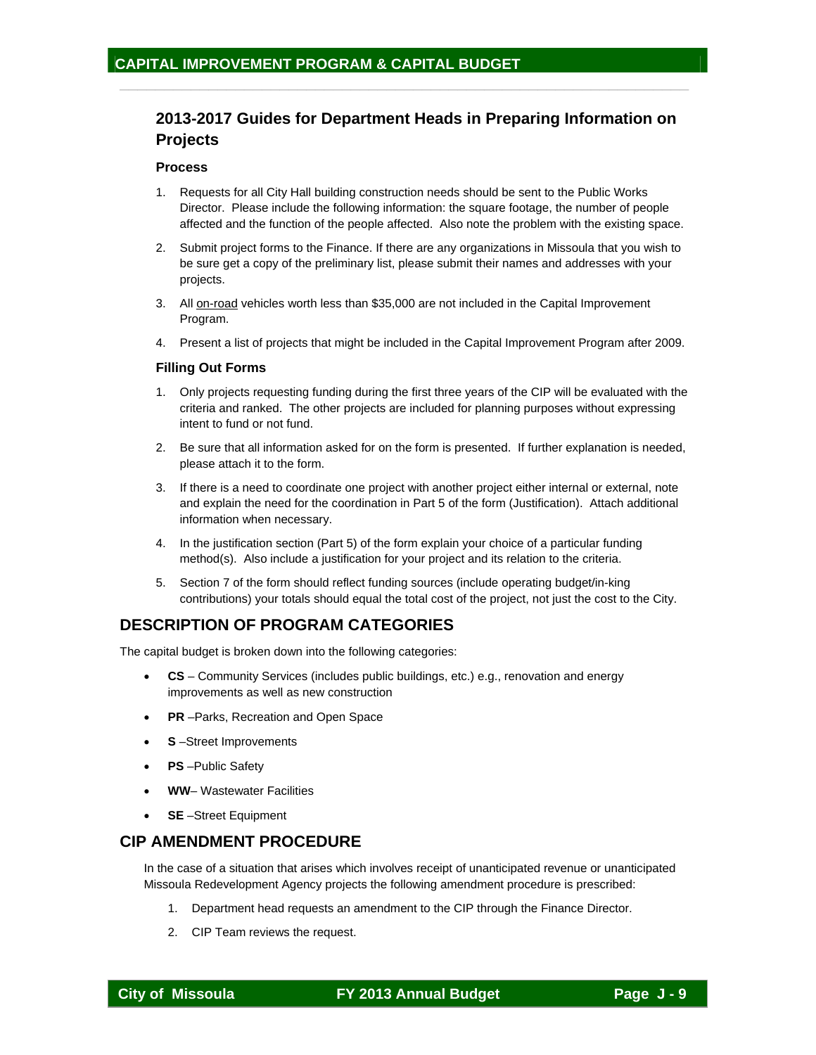## 2013-2017 Guides for Department Heads in Preparing Information on Projects

### Process

1. Requests for all City Hall building construction needs should be sent to the Public Works Director. Please include the following information: the square footage, the number of people affected and the function of the people affected. Also note the problem with the existing space.

2. Submit project forms to the Finance. If there are any organizations in Missoula that you wish to be sure get a copy of the preliminary list, please submit their names and addresses with your projects.

3. All on-road vehicles worth less than $35,000 are not included in the Capital Improvement Program.

4. Present a list of projects that might be included in the Capital Improvement Program after 2009.

### Filling Out Forms

1. Only projects requesting funding during the first three years of the CIP will be evaluated with the criteria and ranked. The other projects are included for planning purposes without expressing intent to fund or not fund.

2. Be sure that all information asked for on the form is presented. If further explanation is needed, please attach it to the form.

3. If there is a need to coordinate one project with another project either internal or external, note and explain the need for the coordination in Part 5 of the form (Justification). Attach additional information when necessary.

4. In the justification section (Part 5) of the form explain your choice of a particular funding method(s). Also include a justification for your project and its relation to the criteria.

5. Section 7 of the form should reflect funding sources (include operating budget/in-king contributions) your totals should equal the total cost of the project, not just the cost to the City.

## DESCRIPTION OF PROGRAM CATEGORIES

The capital budget is broken down into the following categories:

- **CS** – Community Services (includes public buildings, etc.) e.g., renovation and energy improvements as well as new construction
- **PR** –Parks, Recreation and Open Space
- **S** –Street Improvements
- **PS** –Public Safety
- **WW**– Wastewater Facilities
- **SE** –Street Equipment

## CIP AMENDMENT PROCEDURE

In the case of a situation that arises which involves receipt of unanticipated revenue or unanticipated Missoula Redevelopment Agency projects the following amendment procedure is prescribed:

1. Department head requests an amendment to the CIP through the Finance Director.
2. CIP Team reviews the request.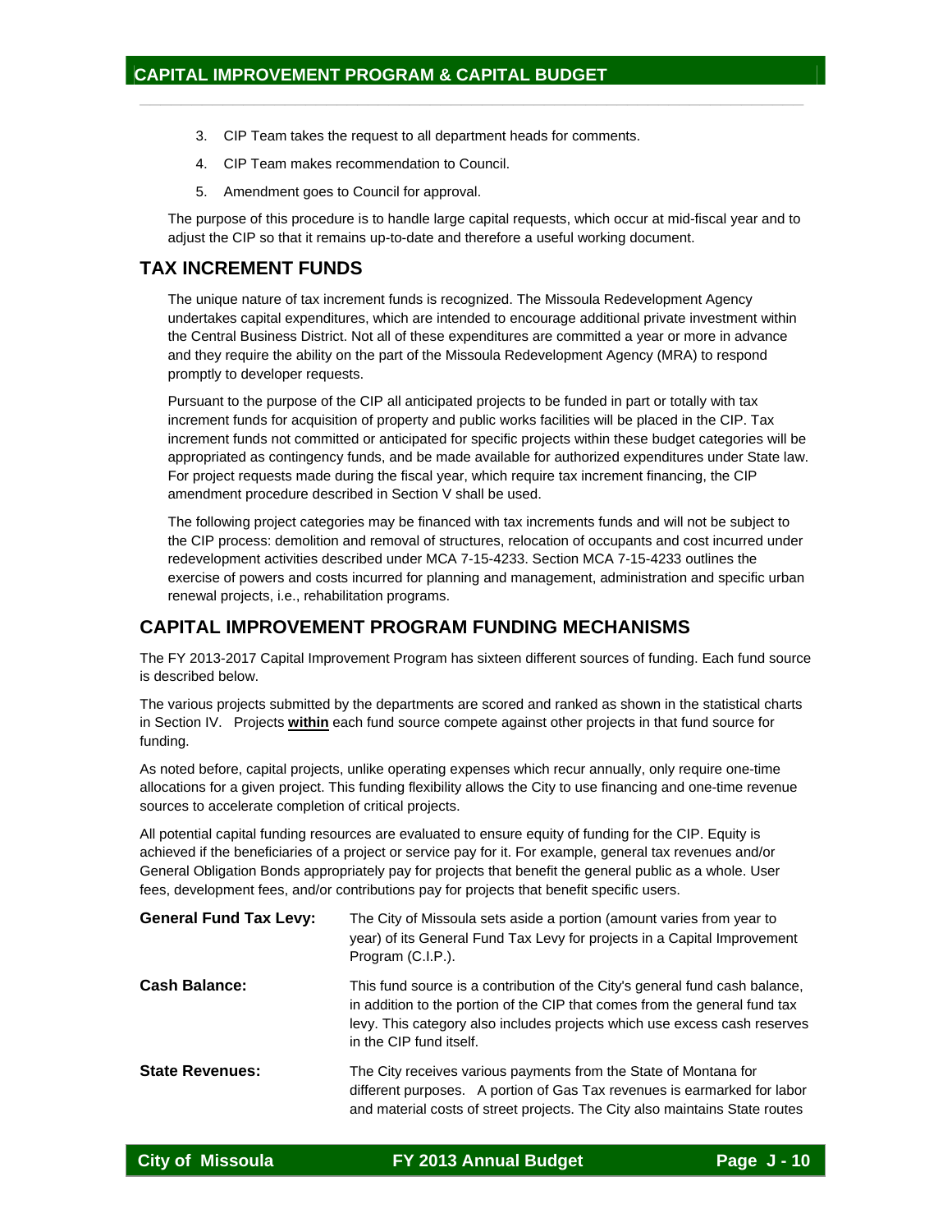3. CIP Team takes the request to all department heads for comments.
4. CIP Team makes recommendation to Council.
5. Amendment goes to Council for approval.

The purpose of this procedure is to handle large capital requests, which occur at mid-fiscal year and to adjust the CIP so that it remains up-to-date and therefore a useful working document.

## TAX INCREMENT FUNDS

The unique nature of tax increment funds is recognized. The Missoula Redevelopment Agency undertakes capital expenditures, which are intended to encourage additional private investment within the Central Business District. Not all of these expenditures are committed a year or more in advance and they require the ability on the part of the Missoula Redevelopment Agency (MRA) to respond promptly to developer requests.

Pursuant to the purpose of the CIP all anticipated projects to be funded in part or totally with tax increment funds for acquisition of property and public works facilities will be placed in the CIP. Tax increment funds not committed or anticipated for specific projects within these budget categories will be appropriated as contingency funds, and be made available for authorized expenditures under State law. For project requests made during the fiscal year, which require tax increment financing, the CIP amendment procedure described in Section V shall be used.

The following project categories may be financed with tax increments funds and will not be subject to the CIP process: demolition and removal of structures, relocation of occupants and cost incurred under redevelopment activities described under MCA 7-15-4233. Section MCA 7-15-4233 outlines the exercise of powers and costs incurred for planning and management, administration and specific urban renewal projects, i.e., rehabilitation programs.

## CAPITAL IMPROVEMENT PROGRAM FUNDING MECHANISMS

The FY 2013-2017 Capital Improvement Program has sixteen different sources of funding. Each fund source is described below.

The various projects submitted by the departments are scored and ranked as shown in the statistical charts in Section IV. Projects **within** each fund source compete against other projects in that fund source for funding.

As noted before, capital projects, unlike operating expenses which recur annually, only require one-time allocations for a given project. This funding flexibility allows the City to use financing and one-time revenue sources to accelerate completion of critical projects.

All potential capital funding resources are evaluated to ensure equity of funding for the CIP. Equity is achieved if the beneficiaries of a project or service pay for it. For example, general tax revenues and/or General Obligation Bonds appropriately pay for projects that benefit the general public as a whole. User fees, development fees, and/or contributions pay for projects that benefit specific users.

**General Fund Tax Levy:** The City of Missoula sets aside a portion (amount varies from year to year) of its General Fund Tax Levy for projects in a Capital Improvement Program (C.I.P.).

**Cash Balance:** This fund source is a contribution of the City's general fund cash balance, in addition to the portion of the CIP that comes from the general fund tax levy. This category also includes projects which use excess cash reserves in the CIP fund itself.

**State Revenues:** The City receives various payments from the State of Montana for different purposes. A portion of Gas Tax revenues is earmarked for labor and material costs of street projects. The City also maintains State routes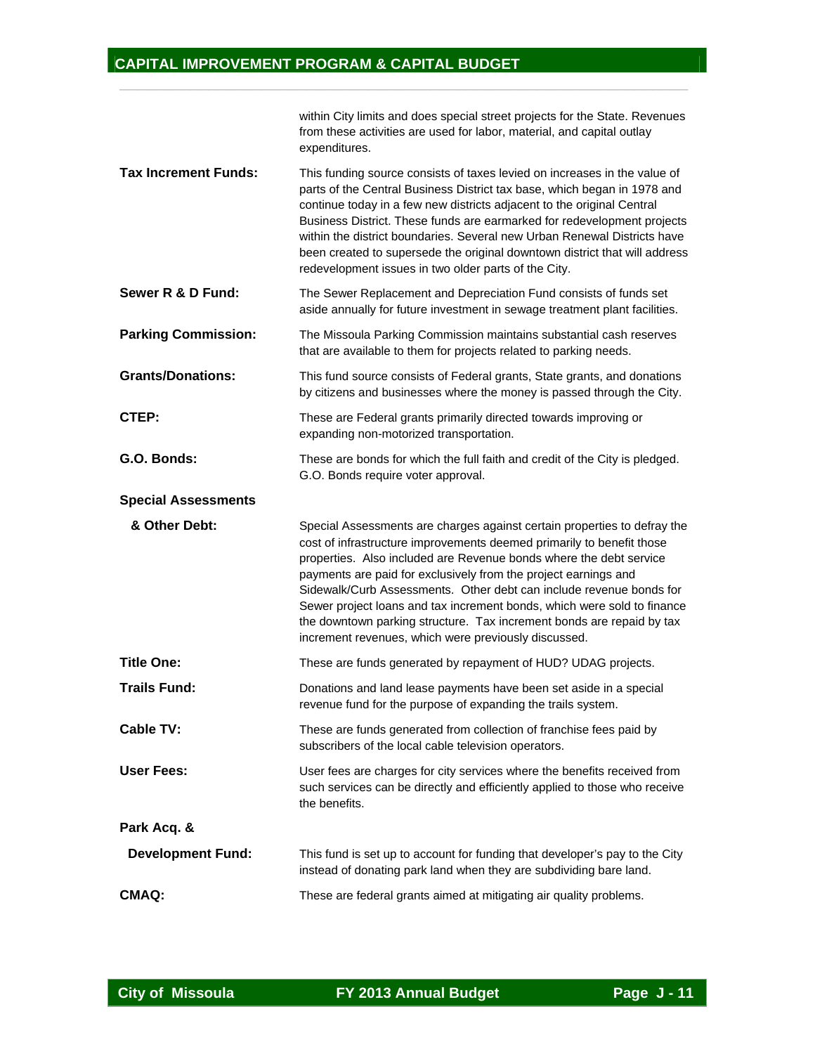within City limits and does special street projects for the State. Revenues from these activities are used for labor, material, and capital outlay expenditures.

**Tax Increment Funds:** This funding source consists of taxes levied on increases in the value of parts of the Central Business District tax base, which began in 1978 and continue today in a few new districts adjacent to the original Central Business District. These funds are earmarked for redevelopment projects within the district boundaries. Several new Urban Renewal Districts have been created to supersede the original downtown district that will address redevelopment issues in two older parts of the City.

**Sewer R & D Fund:** The Sewer Replacement and Depreciation Fund consists of funds set aside annually for future investment in sewage treatment plant facilities.

**Parking Commission:** The Missoula Parking Commission maintains substantial cash reserves that are available to them for projects related to parking needs.

**Grants/Donations:** This fund source consists of Federal grants, State grants, and donations by citizens and businesses where the money is passed through the City.

**CTEP:** These are Federal grants primarily directed towards improving or expanding non-motorized transportation.

**G.O. Bonds:** These are bonds for which the full faith and credit of the City is pledged. G.O. Bonds require voter approval.

**Special Assessments & Other Debt:** Special Assessments are charges against certain properties to defray the cost of infrastructure improvements deemed primarily to benefit those properties. Also included are Revenue bonds where the debt service payments are paid for exclusively from the project earnings and Sidewalk/Curb Assessments. Other debt can include revenue bonds for Sewer project loans and tax increment bonds, which were sold to finance the downtown parking structure. Tax increment bonds are repaid by tax increment revenues, which were previously discussed.

**Title One:** These are funds generated by repayment of HUD? UDAG projects.

**Trails Fund:** Donations and land lease payments have been set aside in a special revenue fund for the purpose of expanding the trails system.

**Cable TV:** These are funds generated from collection of franchise fees paid by subscribers of the local cable television operators.

**User Fees:** User fees are charges for city services where the benefits received from such services can be directly and efficiently applied to those who receive the benefits.

**Park Acq. & Development Fund:** This fund is set up to account for funding that developer's pay to the City instead of donating park land when they are subdividing bare land.

**CMAQ:** These are federal grants aimed at mitigating air quality problems.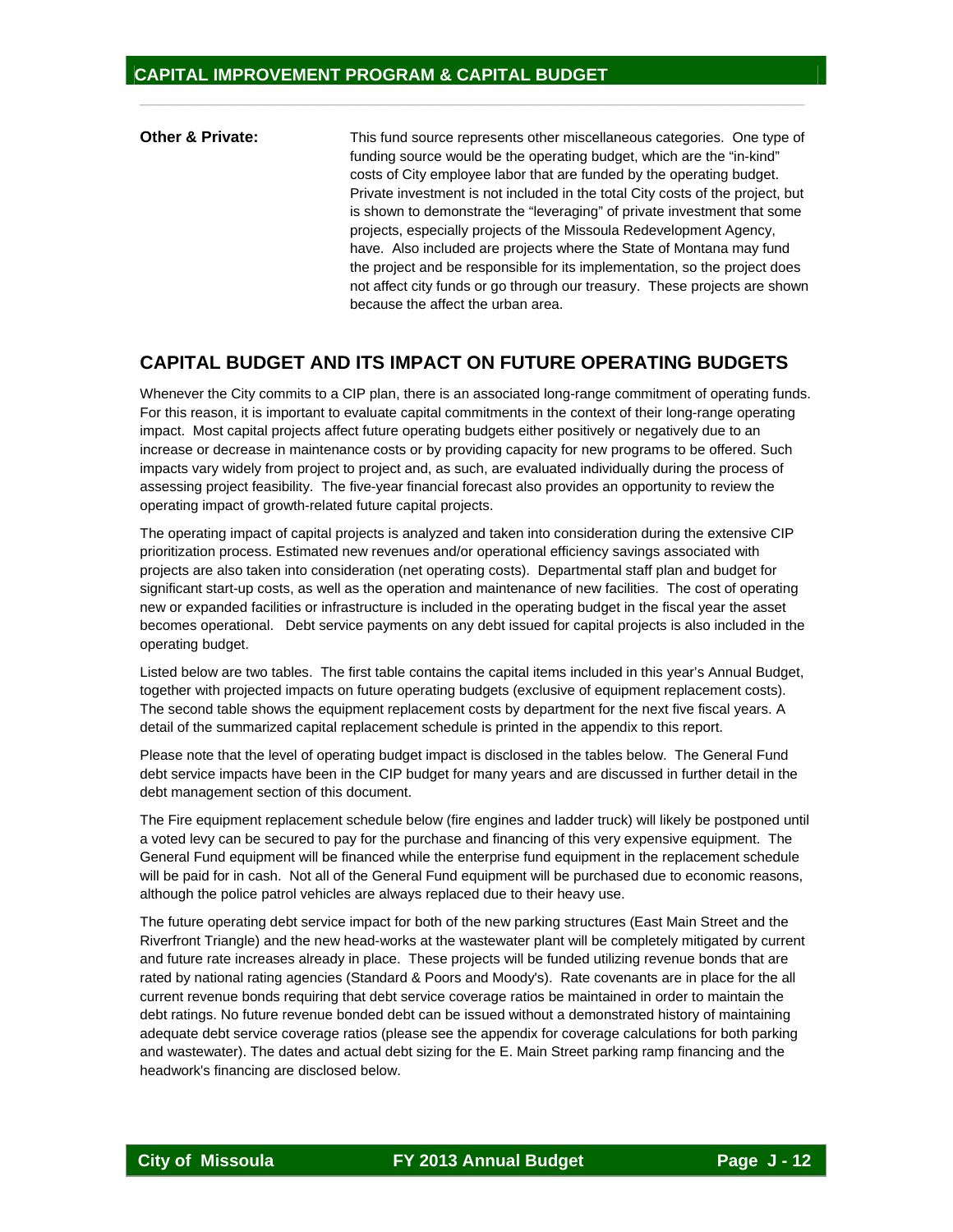**Other & Private:** This fund source represents other miscellaneous categories. One type of funding source would be the operating budget, which are the "in-kind" costs of City employee labor that are funded by the operating budget. Private investment is not included in the total City costs of the project, but is shown to demonstrate the "leveraging" of private investment that some projects, especially projects of the Missoula Redevelopment Agency, have. Also included are projects where the State of Montana may fund the project and be responsible for its implementation, so the project does not affect city funds or go through our treasury. These projects are shown because the affect the urban area.

## CAPITAL BUDGET AND ITS IMPACT ON FUTURE OPERATING BUDGETS

Whenever the City commits to a CIP plan, there is an associated long-range commitment of operating funds. For this reason, it is important to evaluate capital commitments in the context of their long-range operating impact. Most capital projects affect future operating budgets either positively or negatively due to an increase or decrease in maintenance costs or by providing capacity for new programs to be offered. Such impacts vary widely from project to project and, as such, are evaluated individually during the process of assessing project feasibility. The five-year financial forecast also provides an opportunity to review the operating impact of growth-related future capital projects.

The operating impact of capital projects is analyzed and taken into consideration during the extensive CIP prioritization process. Estimated new revenues and/or operational efficiency savings associated with projects are also taken into consideration (net operating costs). Departmental staff plan and budget for significant start-up costs, as well as the operation and maintenance of new facilities. The cost of operating new or expanded facilities or infrastructure is included in the operating budget in the fiscal year the asset becomes operational. Debt service payments on any debt issued for capital projects is also included in the operating budget.

Listed below are two tables. The first table contains the capital items included in this year's Annual Budget, together with projected impacts on future operating budgets (exclusive of equipment replacement costs). The second table shows the equipment replacement costs by department for the next five fiscal years. A detail of the summarized capital replacement schedule is printed in the appendix to this report.

Please note that the level of operating budget impact is disclosed in the tables below. The General Fund debt service impacts have been in the CIP budget for many years and are discussed in further detail in the debt management section of this document.

The Fire equipment replacement schedule below (fire engines and ladder truck) will likely be postponed until a voted levy can be secured to pay for the purchase and financing of this very expensive equipment. The General Fund equipment will be financed while the enterprise fund equipment in the replacement schedule will be paid for in cash. Not all of the General Fund equipment will be purchased due to economic reasons, although the police patrol vehicles are always replaced due to their heavy use.

The future operating debt service impact for both of the new parking structures (East Main Street and the Riverfront Triangle) and the new head-works at the wastewater plant will be completely mitigated by current and future rate increases already in place. These projects will be funded utilizing revenue bonds that are rated by national rating agencies (Standard & Poors and Moody's). Rate covenants are in place for the all current revenue bonds requiring that debt service coverage ratios be maintained in order to maintain the debt ratings. No future revenue bonded debt can be issued without a demonstrated history of maintaining adequate debt service coverage ratios (please see the appendix for coverage calculations for both parking and wastewater). The dates and actual debt sizing for the E. Main Street parking ramp financing and the headwork's financing are disclosed below.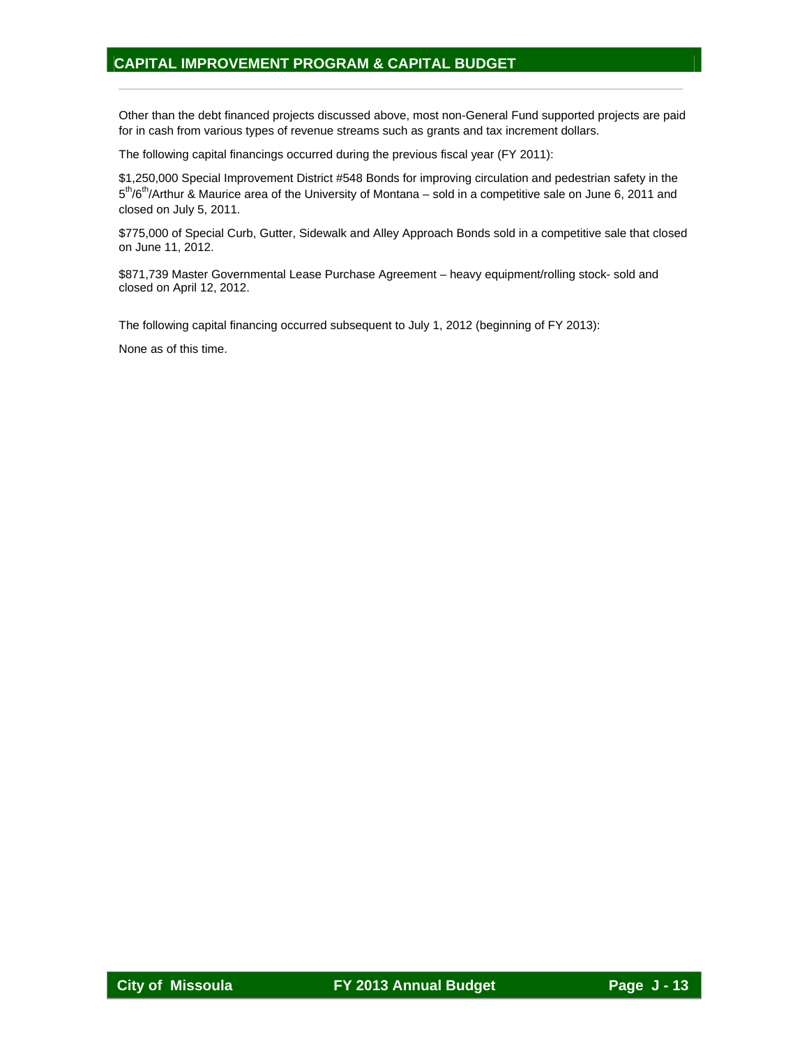Other than the debt financed projects discussed above, most non-General Fund supported projects are paid for in cash from various types of revenue streams such as grants and tax increment dollars.

The following capital financings occurred during the previous fiscal year (FY 2011):

$1,250,000 Special Improvement District #548 Bonds for improving circulation and pedestrian safety in the 5th/6th/Arthur & Maurice area of the University of Montana – sold in a competitive sale on June 6, 2011 and closed on July 5, 2011.

$775,000 of Special Curb, Gutter, Sidewalk and Alley Approach Bonds sold in a competitive sale that closed on June 11, 2012.

$871,739 Master Governmental Lease Purchase Agreement – heavy equipment/rolling stock- sold and closed on April 12, 2012.

The following capital financing occurred subsequent to July 1, 2012 (beginning of FY 2013):

None as of this time.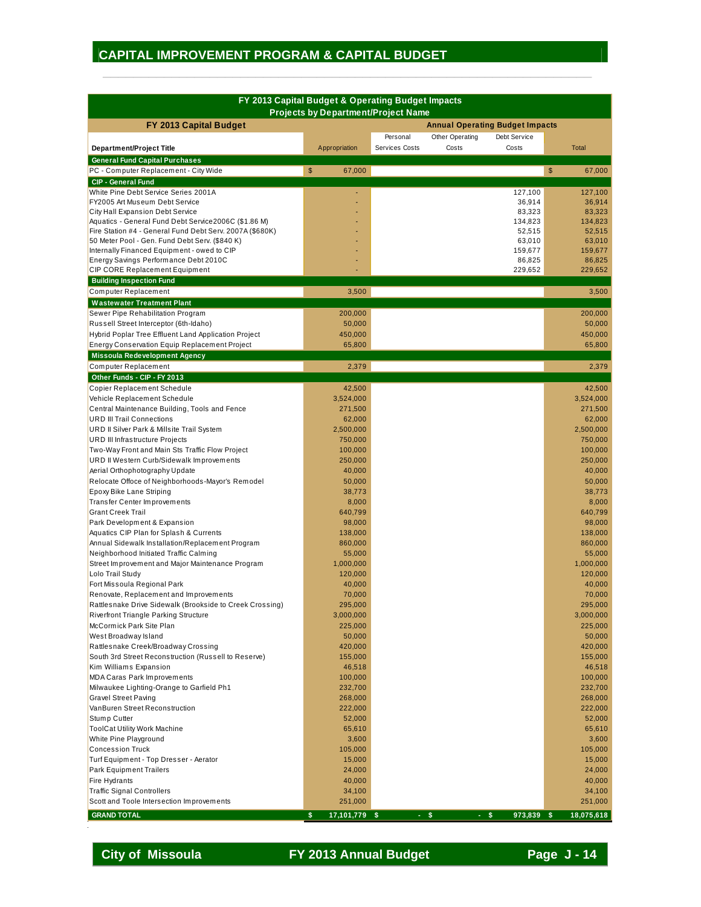# CAPITAL IMPROVEMENT PROGRAM & CAPITAL BUDGET

## FY 2013 Capital Budget & Operating Budget Impacts
### Projects by Department/Project Name

| FY 2013 Capital Budget | | Annual Operating Budget Impacts | | | |
|---|---|---|---|---|---|
| Department/Project Title | Appropriation | Personal Services Costs | Other Operating Costs | Debt Service Costs | Total |
| **General Fund Capital Purchases** | | | | | |
| PC - Computer Replacement - City Wide | $ 67,000 | | | | $ 67,000 |
| **CIP - General Fund** | | | | | |
| White Pine Debt Service Series 2001A | - | | | 127,100 | 127,100 |
| FY2005 Art Museum Debt Service | - | | | 36,914 | 36,914 |
| City Hall Expansion Debt Service | - | | | 83,323 | 83,323 |
| Aquatics - General Fund Debt Service2006C ($1.86 M) | - | | | 134,823 | 134,823 |
| Fire Station #4 - General Fund Debt Serv. 2007A ($680K) | - | | | 52,515 | 52,515 |
| 50 Meter Pool - Gen. Fund Debt Serv. ($840 K) | - | | | 63,010 | 63,010 |
| Internally Financed Equipment - owed to CIP | - | | | 159,677 | 159,677 |
| Energy Savings Performance Debt 2010C | - | | | 86,825 | 86,825 |
| CIP CORE Replacement Equipment | - | | | 229,652 | 229,652 |
| **Building Inspection Fund** | | | | | |
| Computer Replacement | 3,500 | | | | 3,500 |
| **Wastewater Treatment Plant** | | | | | |
| Sewer Pipe Rehabilitation Program | 200,000 | | | | 200,000 |
| Russell Street Interceptor (6th-Idaho) | 50,000 | | | | 50,000 |
| Hybrid Poplar Tree Effluent Land Application Project | 450,000 | | | | 450,000 |
| Energy Conservation Equip Replacement Project | 65,800 | | | | 65,800 |
| **Missoula Redevelopment Agency** | | | | | |
| Computer Replacement | 2,379 | | | | 2,379 |
| **Other Funds - CIP - FY 2013** | | | | | |
| Copier Replacement Schedule | 42,500 | | | | 42,500 |
| Vehicle Replacement Schedule | 3,524,000 | | | | 3,524,000 |
| Central Maintenance Building, Tools and Fence | 271,500 | | | | 271,500 |
| URD III Trail Connections | 62,000 | | | | 62,000 |
| URD II Silver Park & Millsite Trail System | 2,500,000 | | | | 2,500,000 |
| URD III Infrastructure Projects | 750,000 | | | | 750,000 |
| Two-Way Front and Main Sts Traffic Flow Project | 100,000 | | | | 100,000 |
| URD II Western Curb/Sidewalk Improvements | 250,000 | | | | 250,000 |
| Aerial Orthophotography Update | 40,000 | | | | 40,000 |
| Relocate Office of Neighborhoods-Mayor's Remodel | 50,000 | | | | 50,000 |
| Epoxy Bike Lane Striping | 38,773 | | | | 38,773 |
| Transfer Center Improvements | 8,000 | | | | 8,000 |
| Grant Creek Trail | 640,799 | | | | 640,799 |
| Park Development & Expansion | 98,000 | | | | 98,000 |
| Aquatics CIP Plan for Splash & Currents | 138,000 | | | | 138,000 |
| Annual Sidewalk Installation/Replacement Program | 860,000 | | | | 860,000 |
| Neighborhood Initiated Traffic Calming | 55,000 | | | | 55,000 |
| Street Improvement and Major Maintenance Program | 1,000,000 | | | | 1,000,000 |
| Lolo Trail Study | 120,000 | | | | 120,000 |
| Fort Missoula Regional Park | 40,000 | | | | 40,000 |
| Renovate, Replacement and Improvements | 70,000 | | | | 70,000 |
| Rattlesnake Drive Sidewalk (Brookside to Creek Crossing) | 295,000 | | | | 295,000 |
| Riverfront Triangle Parking Structure | 3,000,000 | | | | 3,000,000 |
| McCormick Park Site Plan | 225,000 | | | | 225,000 |
| West Broadway Island | 50,000 | | | | 50,000 |
| Rattlesnake Creek/Broadway Crossing | 420,000 | | | | 420,000 |
| South 3rd Street Reconstruction (Russell to Reserve) | 155,000 | | | | 155,000 |
| Kim Williams Expansion | 46,518 | | | | 46,518 |
| MDA Caras Park Improvements | 100,000 | | | | 100,000 |
| Milwaukee Lighting-Orange to Garfield Ph1 | 232,700 | | | | 232,700 |
| Gravel Street Paving | 268,000 | | | | 268,000 |
| VanBuren Street Reconstruction | 222,000 | | | | 222,000 |
| Stump Cutter | 52,000 | | | | 52,000 |
| ToolCat Utility Work Machine | 65,610 | | | | 65,610 |
| White Pine Playground | 3,600 | | | | 3,600 |
| Concession Truck | 105,000 | | | | 105,000 |
| Turf Equipment - Top Dresser - Aerator | 15,000 | | | | 15,000 |
| Park Equipment Trailers | 24,000 | | | | 24,000 |
| Fire Hydrants | 40,000 | | | | 40,000 |
| Traffic Signal Controllers | 34,100 | | | | 34,100 |
| Scott and Toole Intersection Improvements | 251,000 | | | | 251,000 |
| **GRAND TOTAL** | **$ 17,101,779** | **$ -** | **$ -** | **$ 973,839** | **$ 18,075,618** |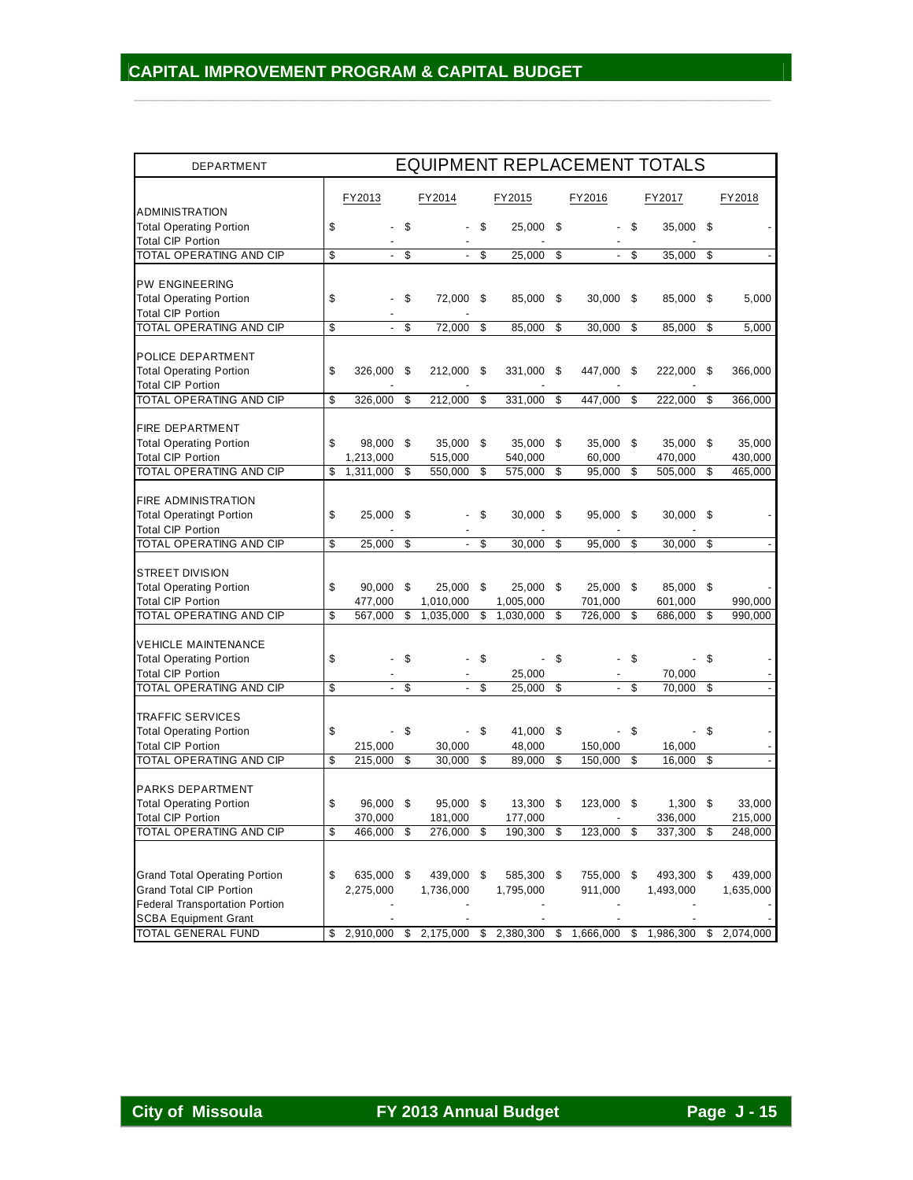# CAPITAL IMPROVEMENT PROGRAM & CAPITAL BUDGET

| DEPARTMENT | EQUIPMENT REPLACEMENT TOTALS | | | | | |
|---|---|---|---|---|---|---|
| | FY2013 | FY2014 | FY2015 | FY2016 | FY2017 | FY2018 |
| ADMINISTRATION | | | | | | |
| Total Operating Portion | $ - | $ - | $ 25,000 | $ - | $ 35,000 | $ - |
| Total CIP Portion | - | - | - | - | - | |
| TOTAL OPERATING AND CIP | $ - | $ - | $ 25,000 | $ - | $ 35,000 | $ - |
| PW ENGINEERING | | | | | | |
| Total Operating Portion | $ - | $ 72,000 | $ 85,000 | $ 30,000 | $ 85,000 | $ 5,000 |
| Total CIP Portion | - | - | | | | |
| TOTAL OPERATING AND CIP | $ - | $ 72,000 | $ 85,000 | $ 30,000 | $ 85,000 | $ 5,000 |
| POLICE DEPARTMENT | | | | | | |
| Total Operating Portion | $ 326,000 | $ 212,000 | $ 331,000 | $ 447,000 | $ 222,000 | $ 366,000 |
| Total CIP Portion | - | - | - | - | - | |
| TOTAL OPERATING AND CIP | $ 326,000 | $ 212,000 | $ 331,000 | $ 447,000 | $ 222,000 | $ 366,000 |
| FIRE DEPARTMENT | | | | | | |
| Total Operating Portion | $ 98,000 | $ 35,000 | $ 35,000 | $ 35,000 | $ 35,000 | $ 35,000 |
| Total CIP Portion | 1,213,000 | 515,000 | 540,000 | 60,000 | 470,000 | 430,000 |
| TOTAL OPERATING AND CIP | $ 1,311,000 | $ 550,000 | $ 575,000 | $ 95,000 | $ 505,000 | $ 465,000 |
| FIRE ADMINISTRATION | | | | | | |
| Total Operatingt Portion | $ 25,000 | $ - | $ 30,000 | $ 95,000 | $ 30,000 | $ - |
| Total CIP Portion | - | - | - | - | - | |
| TOTAL OPERATING AND CIP | $ 25,000 | $ - | $ 30,000 | $ 95,000 | $ 30,000 | $ - |
| STREET DIVISION | | | | | | |
| Total Operating Portion | $ 90,000 | $ 25,000 | $ 25,000 | $ 25,000 | $ 85,000 | $ - |
| Total CIP Portion | 477,000 | 1,010,000 | 1,005,000 | 701,000 | 601,000 | 990,000 |
| TOTAL OPERATING AND CIP | $ 567,000 | $ 1,035,000 | $ 1,030,000 | $ 726,000 | $ 686,000 | $ 990,000 |
| VEHICLE MAINTENANCE | | | | | | |
| Total Operating Portion | $ - | $ - | $ - | $ - | $ - | $ - |
| Total CIP Portion | - | - | 25,000 | - | 70,000 | - |
| TOTAL OPERATING AND CIP | $ - | $ - | $ 25,000 | $ - | $ 70,000 | $ - |
| TRAFFIC SERVICES | | | | | | |
| Total Operating Portion | $ - | $ - | $ 41,000 | $ - | $ - | $ - |
| Total CIP Portion | 215,000 | 30,000 | 48,000 | 150,000 | 16,000 | - |
| TOTAL OPERATING AND CIP | $ 215,000 | $ 30,000 | $ 89,000 | $ 150,000 | $ 16,000 | $ - |
| PARKS DEPARTMENT | | | | | | |
| Total Operating Portion | $ 96,000 | $ 95,000 | $ 13,300 | $ 123,000 | $ 1,300 | $ 33,000 |
| Total CIP Portion | 370,000 | 181,000 | 177,000 | - | 336,000 | 215,000 |
| TOTAL OPERATING AND CIP | $ 466,000 | $ 276,000 | $ 190,300 | $ 123,000 | $ 337,300 | $ 248,000 |
| Grand Total Operating Portion | $ 635,000 | $ 439,000 | $ 585,300 | $ 755,000 | $ 493,300 | $ 439,000 |
| Grand Total CIP Portion | 2,275,000 | 1,736,000 | 1,795,000 | 911,000 | 1,493,000 | 1,635,000 |
| Federal Transportation Portion | - | - | - | - | - | - |
| SCBA Equipment Grant | - | - | - | - | - | - |
| TOTAL GENERAL FUND | $ 2,910,000 | $ 2,175,000 | $ 2,380,300 | $ 1,666,000 | $ 1,986,300 | $ 2,074,000 |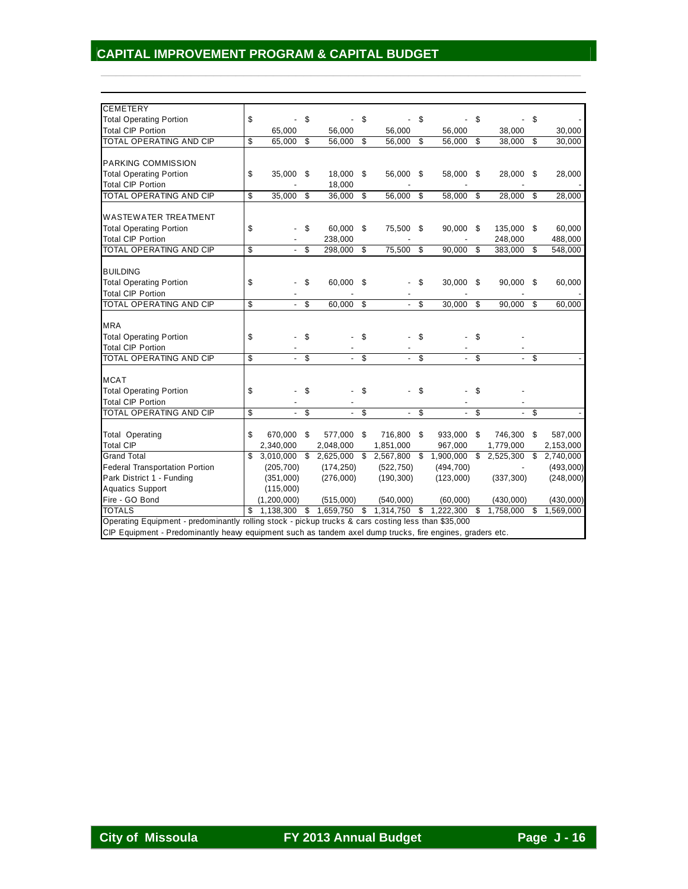## CAPITAL IMPROVEMENT PROGRAM & CAPITAL BUDGET

| | | | | | | |
|---|---|---|---|---|---|---|
| **CEMETERY** | | | | | | |
| Total Operating Portion | $ - | $ - | $ - | $ - | $ - | $ - |
| Total CIP Portion | 65,000 | 56,000 | 56,000 | 56,000 | 38,000 | 30,000 |
| TOTAL OPERATING AND CIP | $ 65,000 | $ 56,000 | $ 56,000 | $ 56,000 | $ 38,000 | $ 30,000 |
| | | | | | | |
| **PARKING COMMISSION** | | | | | | |
| Total Operating Portion | $ 35,000 | $ 18,000 | $ 56,000 | $ 58,000 | $ 28,000 | $ 28,000 |
| Total CIP Portion | - | 18,000 | - | - | - | - |
| TOTAL OPERATING AND CIP | $ 35,000 | $ 36,000 | $ 56,000 | $ 58,000 | $ 28,000 | $ 28,000 |
| | | | | | | |
| **WASTEWATER TREATMENT** | | | | | | |
| Total Operating Portion | $ - | $ 60,000 | $ 75,500 | $ 90,000 | $ 135,000 | $ 60,000 |
| Total CIP Portion | - | 238,000 | - | - | 248,000 | 488,000 |
| TOTAL OPERATING AND CIP | $ - | $ 298,000 | $ 75,500 | $ 90,000 | $ 383,000 | $ 548,000 |
| | | | | | | |
| **BUILDING** | | | | | | |
| Total Operating Portion | $ - | $ 60,000 | $ - | $ 30,000 | $ 90,000 | $ 60,000 |
| Total CIP Portion | - | - | - | - | - | - |
| TOTAL OPERATING AND CIP | $ - | $ 60,000 | $ - | $ 30,000 | $ 90,000 | $ 60,000 |
| | | | | | | |
| **MRA** | | | | | | |
| Total Operating Portion | $ - | $ - | $ - | $ - | $ - | |
| Total CIP Portion | - | - | - | - | - | |
| TOTAL OPERATING AND CIP | $ - | $ - | $ - | $ - | $ - | $ - |
| | | | | | | |
| **MCAT** | | | | | | |
| Total Operating Portion | $ - | $ - | $ - | $ - | $ - | |
| Total CIP Portion | - | - | - | - | - | |
| TOTAL OPERATING AND CIP | $ - | $ - | $ - | $ - | $ - | $ - |
| | | | | | | |
| Total Operating | $ 670,000 | $ 577,000 | $ 716,800 | $ 933,000 | $ 746,300 | $ 587,000 |
| Total CIP | 2,340,000 | 2,048,000 | 1,851,000 | 967,000 | 1,779,000 | 2,153,000 |
| Grand Total | $ 3,010,000 | $ 2,625,000 | $ 2,567,800 | $ 1,900,000 | $ 2,525,300 | $ 2,740,000 |
| Federal Transportation Portion | (205,700) | (174,250) | (522,750) | (494,700) | - | (493,000) |
| Park District 1 - Funding | (351,000) | (276,000) | (190,300) | (123,000) | (337,300) | (248,000) |
| Aquatics Support | (115,000) | | | | | |
| Fire - GO Bond | (1,200,000) | (515,000) | (540,000) | (60,000) | (430,000) | (430,000) |
| TOTALS | $ 1,138,300 | $ 1,659,750 | $ 1,314,750 | $ 1,222,300 | $ 1,758,000 | $ 1,569,000 |

Operating Equipment - predominantly rolling stock - pickup trucks & cars costing less than $35,000

CIP Equipment - Predominantly heavy equipment such as tandem axel dump trucks, fire engines, graders etc.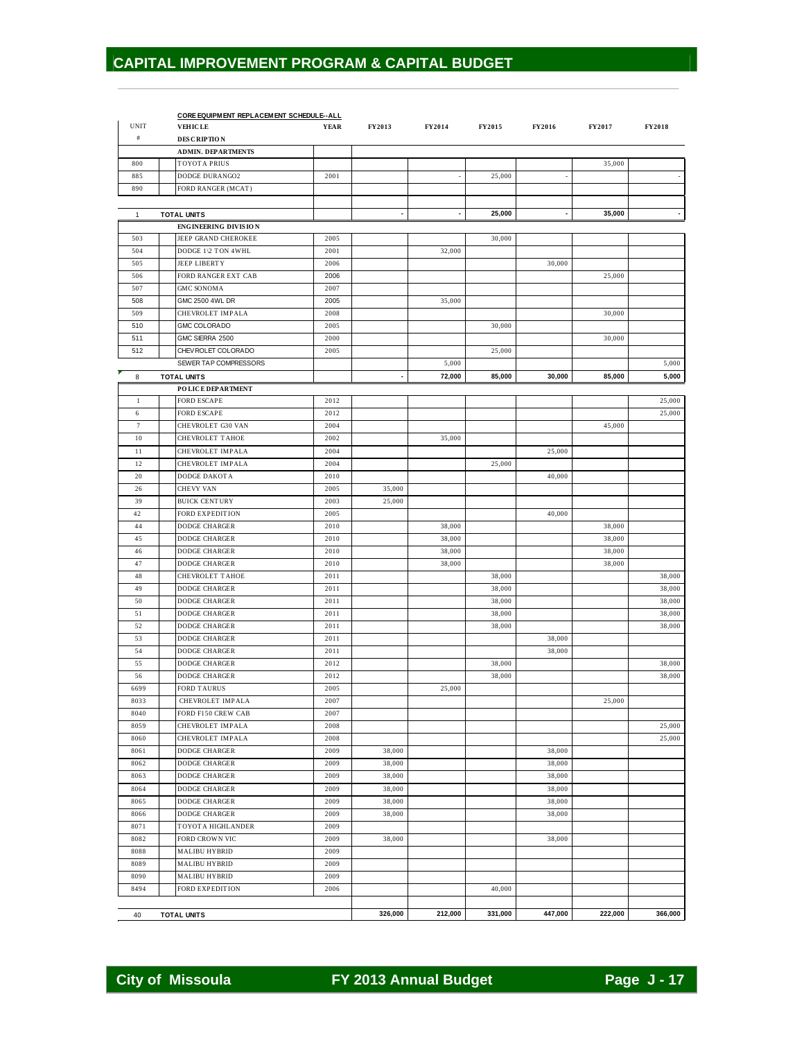# CAPITAL IMPROVEMENT PROGRAM & CAPITAL BUDGET

CORE EQUIPMENT REPLACEMENT SCHEDULE--ALL

| UNIT # | VEHICLE DESCRIPTION | YEAR | FY2013 | FY2014 | FY2015 | FY2016 | FY2017 | FY2018 |
|---|---|---|---|---|---|---|---|---|
| | **ADMIN. DEPARTMENTS** | | | | | | | |
| 800 | TOYOTA PRIUS | | | | | | 35,000 | |
| 885 | DODGE DURANGO2 | 2001 | | - | 25,000 | - | | - |
| 890 | FORD RANGER (MCAT) | | | | | | | |
| | | | | | | | | |
| 1 | **TOTAL UNITS** | | **-** | **-** | **25,000** | **-** | **35,000** | **-** |
| | **ENGINEERING DIVISION** | | | | | | | |
| 503 | JEEP GRAND CHEROKEE | 2005 | | | 30,000 | | | |
| 504 | DODGE 1\2 TON 4WHL | 2001 | | 32,000 | | | | |
| 505 | JEEP LIBERTY | 2006 | | | | 30,000 | | |
| 506 | FORD RANGER EXT CAB | 2006 | | | | | 25,000 | |
| 507 | GMC SONOMA | 2007 | | | | | | |
| 508 | GMC 2500 4WL DR | 2005 | | 35,000 | | | | |
| 509 | CHEVROLET IMPALA | 2008 | | | | | 30,000 | |
| 510 | GMC COLORADO | 2005 | | | 30,000 | | | |
| 511 | GMC SIERRA 2500 | 2000 | | | | | 30,000 | |
| 512 | CHEVROLET COLORADO | 2005 | | | 25,000 | | | |
| | SEWER TAP COMPRESSORS | | | 5,000 | | | | 5,000 |
| 8 | **TOTAL UNITS** | | **-** | **72,000** | **85,000** | **30,000** | **85,000** | **5,000** |
| | **POLICE DEPARTMENT** | | | | | | | |
| 1 | FORD ESCAPE | 2012 | | | | | | 25,000 |
| 6 | FORD ESCAPE | 2012 | | | | | | 25,000 |
| 7 | CHEVROLET G30 VAN | 2004 | | | | | 45,000 | |
| 10 | CHEVROLET TAHOE | 2002 | | 35,000 | | | | |
| 11 | CHEVROLET IMPALA | 2004 | | | | 25,000 | | |
| 12 | CHEVROLET IMPALA | 2004 | | | 25,000 | | | |
| 20 | DODGE DAKOTA | 2010 | | | | 40,000 | | |
| 26 | CHEVY VAN | 2005 | 35,000 | | | | | |
| 39 | BUICK CENTURY | 2003 | 25,000 | | | | | |
| 42 | FORD EXPEDITION | 2005 | | | | 40,000 | | |
| 44 | DODGE CHARGER | 2010 | | 38,000 | | | 38,000 | |
| 45 | DODGE CHARGER | 2010 | | 38,000 | | | 38,000 | |
| 46 | DODGE CHARGER | 2010 | | 38,000 | | | 38,000 | |
| 47 | DODGE CHARGER | 2010 | | 38,000 | | | 38,000 | |
| 48 | CHEVROLET TAHOE | 2011 | | | 38,000 | | | 38,000 |
| 49 | DODGE CHARGER | 2011 | | | 38,000 | | | 38,000 |
| 50 | DODGE CHARGER | 2011 | | | 38,000 | | | 38,000 |
| 51 | DODGE CHARGER | 2011 | | | 38,000 | | | 38,000 |
| 52 | DODGE CHARGER | 2011 | | | 38,000 | | | 38,000 |
| 53 | DODGE CHARGER | 2011 | | | | 38,000 | | |
| 54 | DODGE CHARGER | 2011 | | | | 38,000 | | |
| 55 | DODGE CHARGER | 2012 | | | 38,000 | | | 38,000 |
| 56 | DODGE CHARGER | 2012 | | | 38,000 | | | 38,000 |
| 6699 | FORD TAURUS | 2005 | | 25,000 | | | | |
| 8033 | CHEVROLET IMPALA | 2007 | | | | | 25,000 | |
| 8040 | FORD F150 CREW CAB | 2007 | | | | | | |
| 8059 | CHEVROLET IMPALA | 2008 | | | | | | 25,000 |
| 8060 | CHEVROLET IMPALA | 2008 | | | | | | 25,000 |
| 8061 | DODGE CHARGER | 2009 | 38,000 | | | 38,000 | | |
| 8062 | DODGE CHARGER | 2009 | 38,000 | | | 38,000 | | |
| 8063 | DODGE CHARGER | 2009 | 38,000 | | | 38,000 | | |
| 8064 | DODGE CHARGER | 2009 | 38,000 | | | 38,000 | | |
| 8065 | DODGE CHARGER | 2009 | 38,000 | | | 38,000 | | |
| 8066 | DODGE CHARGER | 2009 | 38,000 | | | 38,000 | | |
| 8071 | TOYOTA HIGHLANDER | 2009 | | | | | | |
| 8082 | FORD CROWN VIC | 2009 | 38,000 | | | 38,000 | | |
| 8088 | MALIBU HYBRID | 2009 | | | | | | |
| 8089 | MALIBU HYBRID | 2009 | | | | | | |
| 8090 | MALIBU HYBRID | 2009 | | | | | | |
| 8494 | FORD EXPEDITION | 2006 | | | 40,000 | | | |
| | | | | | | | | |
| 40 | **TOTAL UNITS** | | **326,000** | **212,000** | **331,000** | **447,000** | **222,000** | **366,000** |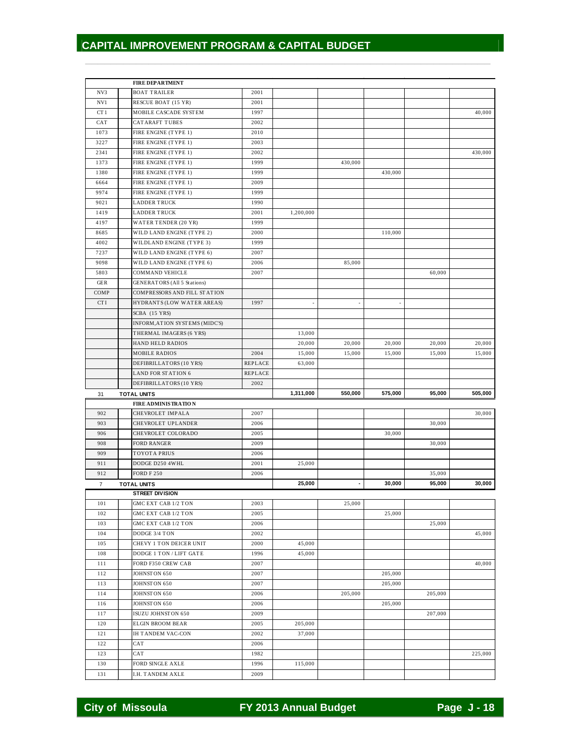# CAPITAL IMPROVEMENT PROGRAM & CAPITAL BUDGET

| | | | | | | | | |
|---|---|---|---|---|---|---|---|---|
| | | **FIRE DEPARTMENT** | | | | | | |
| NV3 | | BOAT TRAILER | 2001 | | | | | |
| NV1 | | RESCUE BOAT (15 YR) | 2001 | | | | | |
| CT1 | | MOBILE CASCADE SYSTEM | 1997 | | | | | 40,000 |
| CAT | | CATARAFT TUBES | 2002 | | | | | |
| 1073 | | FIRE ENGINE (TYPE 1) | 2010 | | | | | |
| 3227 | | FIRE ENGINE (TYPE 1) | 2003 | | | | | |
| 2341 | | FIRE ENGINE (TYPE 1) | 2002 | | | | | 430,000 |
| 1373 | | FIRE ENGINE (TYPE 1) | 1999 | | 430,000 | | | |
| 1380 | | FIRE ENGINE (TYPE 1) | 1999 | | | 430,000 | | |
| 6664 | | FIRE ENGINE (TYPE 1) | 2009 | | | | | |
| 9974 | | FIRE ENGINE (TYPE 1) | 1999 | | | | | |
| 9021 | | LADDER TRUCK | 1990 | | | | | |
| 1419 | | LADDER TRUCK | 2001 | 1,200,000 | | | | |
| 4197 | | WATER TENDER (20 YR) | 1999 | | | | | |
| 8685 | | WILD LAND ENGINE (TYPE 2) | 2000 | | | 110,000 | | |
| 4002 | | WILDLAND ENGINE (TYPE 3) | 1999 | | | | | |
| 7237 | | WILD LAND ENGINE (TYPE 6) | 2007 | | | | | |
| 9098 | | WILD LAND ENGINE (TYPE 6) | 2006 | | 85,000 | | | |
| 5803 | | COMMAND VEHICLE | 2007 | | | | 60,000 | |
| GER | | GENERATORS (All 5 Stations) | | | | | | |
| COMP | | COMPRESSORS AND FILL STATION | | | | | | |
| CTI | | HYDRANTS (LOW WATER AREAS) | 1997 | - | - | - | | |
| | | SCBA (15 YRS) | | | | | | |
| | | INFORM,ATION SYSTEMS (MIDC'S) | | | | | | |
| | | THERMAL IMAGERS (6 YRS) | | 13,000 | | | | |
| | | HAND HELD RADIOS | | 20,000 | 20,000 | 20,000 | 20,000 | 20,000 |
| | | MOBILE RADIOS | 2004 | 15,000 | 15,000 | 15,000 | 15,000 | 15,000 |
| | | DEFIBRILLATORS (10 YRS) | REPLACE | 63,000 | | | | |
| | | LAND FOR STATION 6 | REPLACE | | | | | |
| | | DEFIBRILLATORS (10 YRS) | 2002 | | | | | |
| 31 | | **TOTAL UNITS** | | **1,311,000** | **550,000** | **575,000** | **95,000** | **505,000** |
| | | **FIRE ADMINISTRATION** | | | | | | |
| 902 | | CHEVROLET IMPALA | 2007 | | | | | 30,000 |
| 903 | | CHEVROLET UPLANDER | 2006 | | | | 30,000 | |
| 906 | | CHEVROLET COLORADO | 2005 | | | 30,000 | | |
| 908 | | FORD RANGER | 2009 | | | | 30,000 | |
| 909 | | TOYOTA PRIUS | 2006 | | | | | |
| 911 | | DODGE D250 4WHL | 2001 | 25,000 | | | | |
| 912 | | FORD F 250 | 2006 | | | | 35,000 | |
| 7 | | **TOTAL UNITS** | | **25,000** | **-** | **30,000** | **95,000** | **30,000** |
| | | **STREET DIVISION** | | | | | | |
| 101 | | GMC EXT CAB 1/2 TON | 2003 | | 25,000 | | | |
| 102 | | GMC EXT CAB 1/2 TON | 2005 | | | 25,000 | | |
| 103 | | GMC EXT CAB 1/2 TON | 2006 | | | | 25,000 | |
| 104 | | DODGE 3/4 TON | 2002 | | | | | 45,000 |
| 105 | | CHEVY 1 TON DEICER UNIT | 2000 | 45,000 | | | | |
| 108 | | DODGE 1 TON / LIFT GATE | 1996 | 45,000 | | | | |
| 111 | | FORD F350 CREW CAB | 2007 | | | | | 40,000 |
| 112 | | JOHNSTON 650 | 2007 | | | 205,000 | | |
| 113 | | JOHNSTON 650 | 2007 | | | 205,000 | | |
| 114 | | JOHNSTON 650 | 2006 | | 205,000 | | 205,000 | |
| 116 | | JOHNSTON 650 | 2006 | | | 205,000 | | |
| 117 | | ISUZU JOHNSTON 650 | 2009 | | | | 207,000 | |
| 120 | | ELGIN BROOM BEAR | 2005 | 205,000 | | | | |
| 121 | | IH TANDEM VAC-CON | 2002 | 37,000 | | | | |
| 122 | | CAT | 2006 | | | | | |
| 123 | | CAT | 1982 | | | | | 225,000 |
| 130 | | FORD SINGLE AXLE | 1996 | 115,000 | | | | |
| 131 | | I.H. TANDEM AXLE | 2009 | | | | | |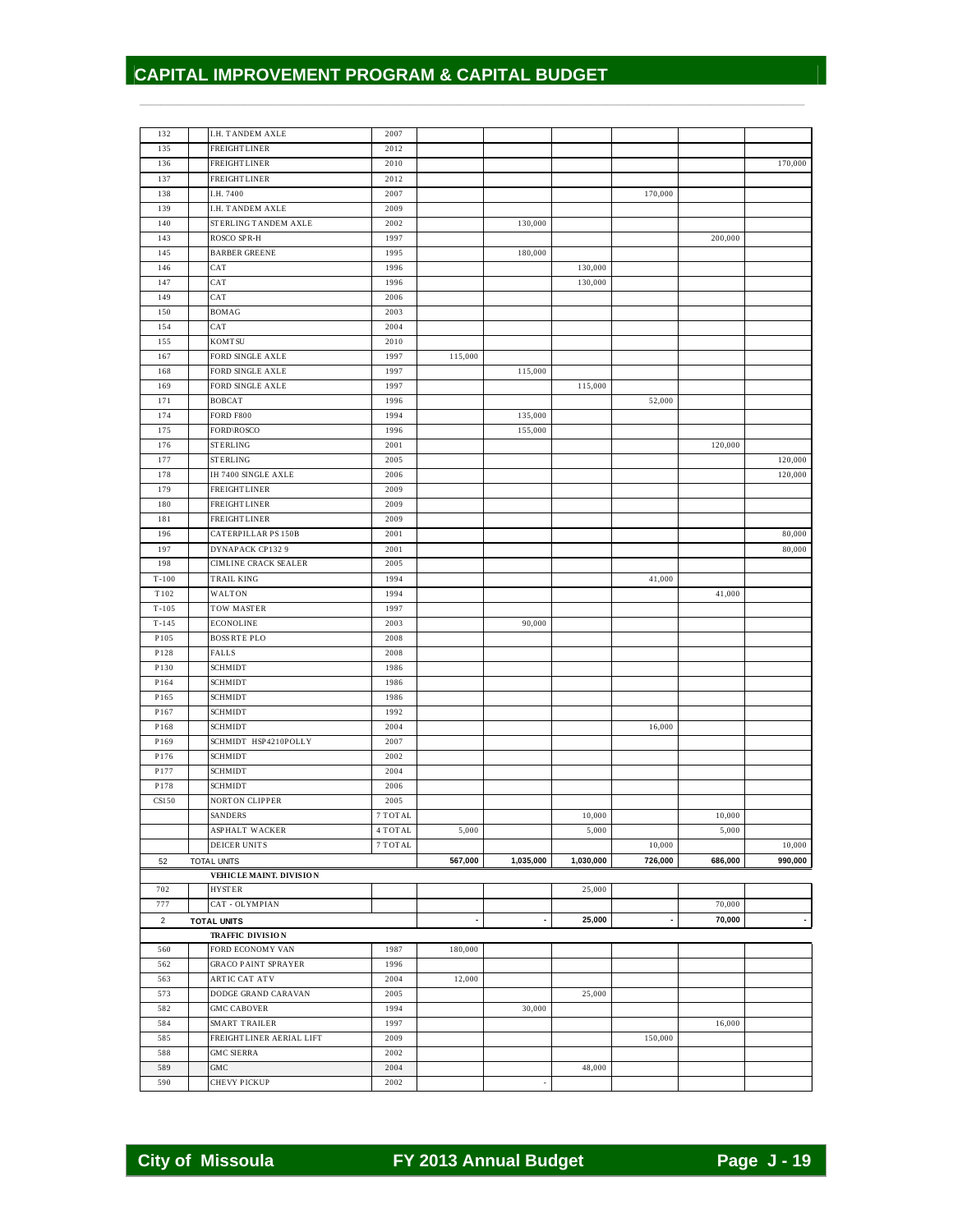# CAPITAL IMPROVEMENT PROGRAM & CAPITAL BUDGET

| | | | | | | | | |
|---|---|---|---|---|---|---|---|---|
| 132 | I.H. TANDEM AXLE | 2007 | | | | | | |
| 135 | FREIGHTLINER | 2012 | | | | | | |
| 136 | FREIGHTLINER | 2010 | | | | | | 170,000 |
| 137 | FREIGHTLINER | 2012 | | | | | | |
| 138 | I.H. 7400 | 2007 | | | | 170,000 | | |
| 139 | I.H. TANDEM AXLE | 2009 | | | | | | |
| 140 | STERLING TANDEM AXLE | 2002 | | 130,000 | | | | |
| 143 | ROSCO SPR-H | 1997 | | | | | 200,000 | |
| 145 | BARBER GREENE | 1995 | | 180,000 | | | | |
| 146 | CAT | 1996 | | | 130,000 | | | |
| 147 | CAT | 1996 | | | 130,000 | | | |
| 149 | CAT | 2006 | | | | | | |
| 150 | BOMAG | 2003 | | | | | | |
| 154 | CAT | 2004 | | | | | | |
| 155 | KOMTSU | 2010 | | | | | | |
| 167 | FORD SINGLE AXLE | 1997 | 115,000 | | | | | |
| 168 | FORD SINGLE AXLE | 1997 | | 115,000 | | | | |
| 169 | FORD SINGLE AXLE | 1997 | | | 115,000 | | | |
| 171 | BOBCAT | 1996 | | | | 52,000 | | |
| 174 | FORD F800 | 1994 | | 135,000 | | | | |
| 175 | FORD\ROSCO | 1996 | | 155,000 | | | | |
| 176 | STERLING | 2001 | | | | | 120,000 | |
| 177 | STERLING | 2005 | | | | | | 120,000 |
| 178 | IH 7400 SINGLE AXLE | 2006 | | | | | | 120,000 |
| 179 | FREIGHTLINER | 2009 | | | | | | |
| 180 | FREIGHTLINER | 2009 | | | | | | |
| 181 | FREIGHTLINER | 2009 | | | | | | |
| 196 | CATERPILLAR PS 150B | 2001 | | | | | | 80,000 |
| 197 | DYNAPACK CP132 9 | 2001 | | | | | | 80,000 |
| 198 | CIMLINE CRACK SEALER | 2005 | | | | | | |
| T-100 | TRAIL KING | 1994 | | | | 41,000 | | |
| T102 | WALTON | 1994 | | | | | 41,000 | |
| T-105 | TOW MASTER | 1997 | | | | | | |
| T-145 | ECONOLINE | 2003 | | 90,000 | | | | |
| P105 | BOSS RTE PLO | 2008 | | | | | | |
| P128 | FALLS | 2008 | | | | | | |
| P130 | SCHMIDT | 1986 | | | | | | |
| P164 | SCHMIDT | 1986 | | | | | | |
| P165 | SCHMIDT | 1986 | | | | | | |
| P167 | SCHMIDT | 1992 | | | | | | |
| P168 | SCHMIDT | 2004 | | | | 16,000 | | |
| P169 | SCHMIDT HSP4210POLLY | 2007 | | | | | | |
| P176 | SCHMIDT | 2002 | | | | | | |
| P177 | SCHMIDT | 2004 | | | | | | |
| P178 | SCHMIDT | 2006 | | | | | | |
| CS150 | NORTON CLIPPER | 2005 | | | | | | |
| | SANDERS | 7 TOTAL | | | 10,000 | | 10,000 | |
| | ASPHALT WACKER | 4 TOTAL | 5,000 | | 5,000 | | 5,000 | |
| | DEICER UNITS | 7 TOTAL | | | | 10,000 | | 10,000 |
| 52 | **TOTAL UNITS** | | **567,000** | **1,035,000** | **1,030,000** | **726,000** | **686,000** | **990,000** |
| | **VEHICLE MAINT. DIVISION** | | | | | | | |
| 702 | HYSTER | | | | 25,000 | | | |
| 777 | CAT - OLYMPIAN | | | | | | 70,000 | |
| 2 | **TOTAL UNITS** | | **-** | **-** | **25,000** | **-** | **70,000** | **-** |
| | **TRAFFIC DIVISION** | | | | | | | |
| 560 | FORD ECONOMY VAN | 1987 | 180,000 | | | | | |
| 562 | GRACO PAINT SPRAYER | 1996 | | | | | | |
| 563 | ARTIC CAT ATV | 2004 | 12,000 | | | | | |
| 573 | DODGE GRAND CARAVAN | 2005 | | | 25,000 | | | |
| 582 | GMC CABOVER | 1994 | | 30,000 | | | | |
| 584 | SMART TRAILER | 1997 | | | | | 16,000 | |
| 585 | FREIGHTLINER AERIAL LIFT | 2009 | | | | 150,000 | | |
| 588 | GMC SIERRA | 2002 | | | | | | |
| 589 | GMC | 2004 | | | 48,000 | | | |
| 590 | CHEVY PICKUP | 2002 | | - | | | | |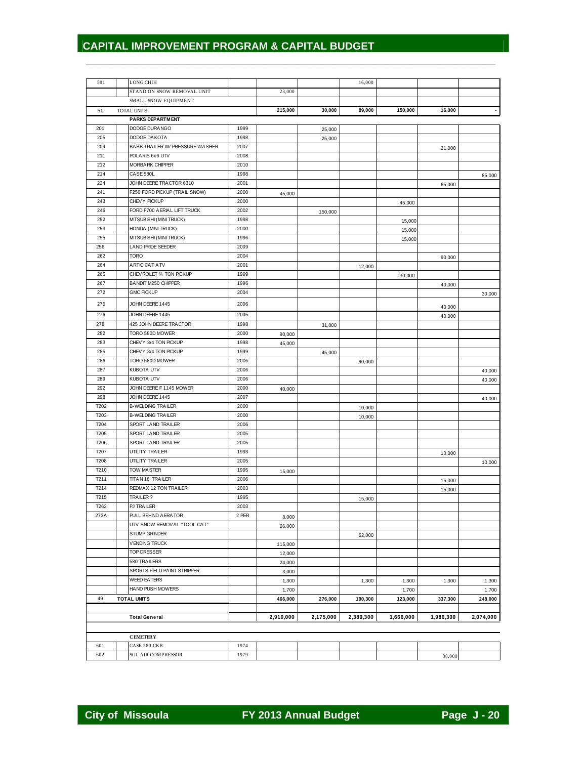# CAPITAL IMPROVEMENT PROGRAM & CAPITAL BUDGET

| | | | | | | | | |
|---|---|---|---|---|---|---|---|---|
| 591 | LONG CHIH | | | | 16,000 | | | |
| | STAND ON SNOW REMOVAL UNIT | | 23,000 | | | | | |
| | SMALL SNOW EQUIPMENT | | | | | | | |
| 51 | TOTAL UNITS | | 215,000 | 30,000 | 89,000 | 150,000 | 16,000 | - |
| | **PARKS DEPARTMENT** | | | | | | | |
| 201 | DODGE DURANGO | 1999 | | 25,000 | | | | |
| 205 | DODGE DAKOTA | 1998 | | 25,000 | | | | |
| 209 | BABB TRAILER W/ PRESSURE WASHER | 2007 | | | | | 21,000 | |
| 211 | POLARIS 6x6 UTV | 2008 | | | | | | |
| 212 | MORBARK CHIPPER | 2010 | | | | | | |
| 214 | CASE 580L | 1998 | | | | | | 85,000 |
| 224 | JOHN DEERE TRACTOR 6310 | 2001 | | | | | 65,000 | |
| 241 | F250 FORD PICKUP (TRAIL SNOW) | 2000 | 45,000 | | | | | |
| 243 | CHEVY PICKUP | 2000 | | | | 45,000 | | |
| 246 | FORD F700 AERIAL LIFT TRUCK | 2002 | | 150,000 | | | | |
| 252 | MITSUBISHI (MINI TRUCK) | 1998 | | | | 15,000 | | |
| 253 | HONDA (MINI TRUCK) | 2000 | | | | 15,000 | | |
| 255 | MITSUBISHI (MINI TRUCK) | 1996 | | | | 15,000 | | |
| 256 | LAND PRIDE SEEDER | 2009 | | | | | | |
| 262 | TORO | 2004 | | | | | 90,000 | |
| 264 | ARTIC CAT ATV | 2001 | | | 12,000 | | | |
| 265 | CHEVROLET ¾ TON PICKUP | 1999 | | | | 30,000 | | |
| 267 | BANDIT M250 CHIPPER | 1996 | | | | | 40,000 | |
| 272 | GMC PICKUP | 2004 | | | | | | 30,000 |
| 275 | JOHN DEERE 1445 | 2006 | | | | | 40,000 | |
| 276 | JOHN DEERE 1445 | 2005 | | | | | 40,000 | |
| 278 | 425 JOHN DEERE TRACTOR | 1998 | | 31,000 | | | | |
| 282 | TORO 580D MOWER | 2000 | 90,000 | | | | | |
| 283 | CHEVY 3/4 TON PICKUP | 1998 | 45,000 | | | | | |
| 285 | CHEVY 3/4 TON PICKUP | 1999 | | 45,000 | | | | |
| 286 | TORO 580D MOWER | 2006 | | | 90,000 | | | |
| 287 | KUBOTA UTV | 2006 | | | | | | 40,000 |
| 289 | KUBOTA UTV | 2006 | | | | | | 40,000 |
| 292 | JOHN DEERE F 1145 MOWER | 2000 | 40,000 | | | | | |
| 298 | JOHN DEERE 1445 | 2007 | | | | | | 40,000 |
| T202 | B-WELDING TRAILER | 2000 | | | 10,000 | | | |
| T203 | B-WELDING TRAILER | 2000 | | | 10,000 | | | |
| T204 | SPORT LAND TRAILER | 2006 | | | | | | |
| T205 | SPORT LAND TRAILER | 2005 | | | | | | |
| T206 | SPORT LAND TRAILER | 2005 | | | | | | |
| T207 | UTILITY TRAILER | 1993 | | | | | 10,000 | |
| T208 | UTILITY TRAILER | 2005 | | | | | | 10,000 |
| T210 | TOW MASTER | 1995 | 15,000 | | | | | |
| T211 | TITAN 16' TRAILER | 2006 | | | | | 15,000 | |
| T214 | REDMAX 12 TON TRAILER | 2003 | | | | | 15,000 | |
| T215 | TRAILER ? | 1995 | | | 15,000 | | | |
| T262 | PJ TRAILER | 2003 | | | | | | |
| 273A | PULL BEHIND AERATOR | 2 PER | 8,000 | | | | | |
| | UTV SNOW REMOVAL "TOOL CAT" | | 66,000 | | | | | |
| | STUMP GRINDER | | | | 52,000 | | | |
| | VENDING TRUCK | | 115,000 | | | | | |
| | TOP DRESSER | | 12,000 | | | | | |
| | 580 TRAILERS | | 24,000 | | | | | |
| | SPORTS FIELD PAINT STRIPPER | | 3,000 | | | | | |
| | WEED EATERS | | 1,300 | | 1,300 | 1,300 | 1,300 | 1,300 |
| | HAND PUSH MOWERS | | 1,700 | | | 1,700 | | 1,700 |
| 49 | **TOTAL UNITS** | | 466,000 | 276,000 | 190,300 | 123,000 | 337,300 | 248,000 |
| | | | | | | | | |
| | **Total General** | | 2,910,000 | 2,175,000 | 2,380,300 | 1,666,000 | 1,986,300 | 2,074,000 |
| | | | | | | | | |
| | **CEMETERY** | | | | | | | |
| 601 | CASE 580 CKB | 1974 | | | | | | |
| 602 | SUL AIR COMPRESSOR | 1979 | | | | | 38,000 | |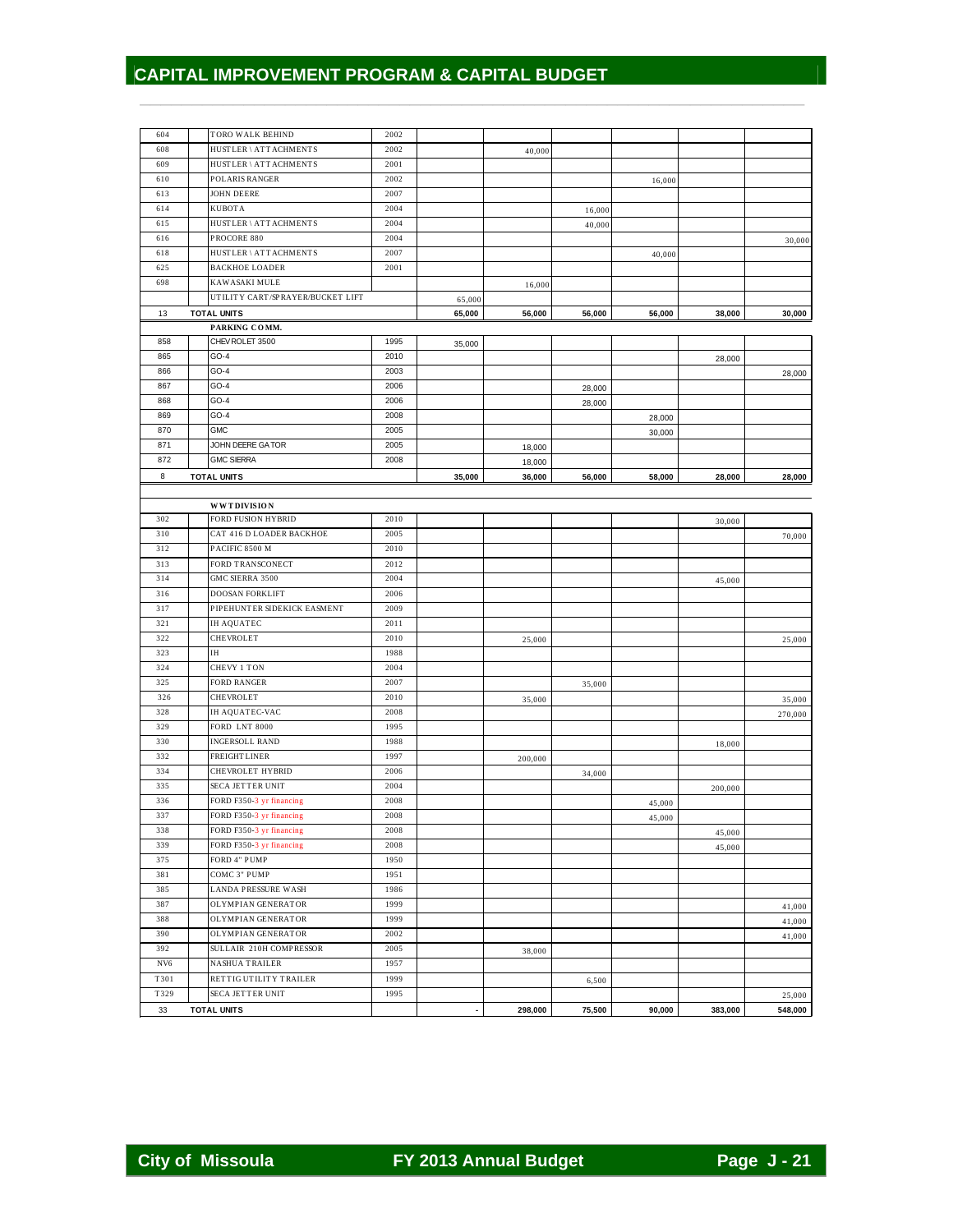# CAPITAL IMPROVEMENT PROGRAM & CAPITAL BUDGET

| | | | | | | | | | |
|---|---|---|---|---|---|---|---|---|---|
| 604 | | TORO WALK BEHIND | 2002 | | | | | | |
| 608 | | HUSTLER \ ATTACHMENTS | 2002 | | 40,000 | | | | |
| 609 | | HUSTLER \ ATTACHMENTS | 2001 | | | | | | |
| 610 | | POLARIS RANGER | 2002 | | | | 16,000 | | |
| 613 | | JOHN DEERE | 2007 | | | | | | |
| 614 | | KUBOTA | 2004 | | | 16,000 | | | |
| 615 | | HUSTLER \ ATTACHMENTS | 2004 | | | 40,000 | | | |
| 616 | | PROCORE 880 | 2004 | | | | | | 30,000 |
| 618 | | HUSTLER \ ATTACHMENTS | 2007 | | | | 40,000 | | |
| 625 | | BACKHOE LOADER | 2001 | | | | | | |
| 698 | | KAWASAKI MULE | | | 16,000 | | | | |
| | | UTILITY CART/SPRAYER/BUCKET LIFT | | 65,000 | | | | | |
| 13 | **TOTAL UNITS** | | | **65,000** | **56,000** | **56,000** | **56,000** | **38,000** | **30,000** |
| | | **PARKING COMM.** | | | | | | | |
| 858 | | CHEVROLET 3500 | 1995 | 35,000 | | | | | |
| 865 | | GO-4 | 2010 | | | | | 28,000 | |
| 866 | | GO-4 | 2003 | | | | | | 28,000 |
| 867 | | GO-4 | 2006 | | | 28,000 | | | |
| 868 | | GO-4 | 2006 | | | 28,000 | | | |
| 869 | | GO-4 | 2008 | | | | 28,000 | | |
| 870 | | GMC | 2005 | | | | 30,000 | | |
| 871 | | JOHN DEERE GATOR | 2005 | | 18,000 | | | | |
| 872 | | GMC SIERRA | 2008 | | 18,000 | | | | |
| 8 | **TOTAL UNITS** | | | **35,000** | **36,000** | **56,000** | **58,000** | **28,000** | **28,000** |
| | | | | | | | | | |
| | | **WWT DIVISION** | | | | | | | |
| 302 | | FORD FUSION HYBRID | 2010 | | | | | 30,000 | |
| 310 | | CAT 416 D LOADER BACKHOE | 2005 | | | | | | 70,000 |
| 312 | | PACIFIC 8500 M | 2010 | | | | | | |
| 313 | | FORD TRANSCONECT | 2012 | | | | | | |
| 314 | | GMC SIERRA 3500 | 2004 | | | | | 45,000 | |
| 316 | | DOOSAN FORKLIFT | 2006 | | | | | | |
| 317 | | PIPEHUNTER SIDEKICK EASMENT | 2009 | | | | | | |
| 321 | | IH AQUATEC | 2011 | | | | | | |
| 322 | | CHEVROLET | 2010 | | 25,000 | | | | 25,000 |
| 323 | | IH | 1988 | | | | | | |
| 324 | | CHEVY 1 TON | 2004 | | | | | | |
| 325 | | FORD RANGER | 2007 | | | 35,000 | | | |
| 326 | | CHEVROLET | 2010 | | 35,000 | | | | 35,000 |
| 328 | | IH AQUATEC-VAC | 2008 | | | | | | 270,000 |
| 329 | | FORD LNT 8000 | 1995 | | | | | | |
| 330 | | INGERSOLL RAND | 1988 | | | | | 18,000 | |
| 332 | | FREIGHTLINER | 1997 | | 200,000 | | | | |
| 334 | | CHEVROLET HYBRID | 2006 | | | 34,000 | | | |
| 335 | | SECA JETTER UNIT | 2004 | | | | | 200,000 | |
| 336 | | FORD F350-3 yr financing | 2008 | | | | 45,000 | | |
| 337 | | FORD F350-3 yr financing | 2008 | | | | 45,000 | | |
| 338 | | FORD F350-3 yr financing | 2008 | | | | | 45,000 | |
| 339 | | FORD F350-3 yr financing | 2008 | | | | | 45,000 | |
| 375 | | FORD 4" PUMP | 1950 | | | | | | |
| 381 | | COMC 3" PUMP | 1951 | | | | | | |
| 385 | | LANDA PRESSURE WASH | 1986 | | | | | | |
| 387 | | OLYMPIAN GENERATOR | 1999 | | | | | | 41,000 |
| 388 | | OLYMPIAN GENERATOR | 1999 | | | | | | 41,000 |
| 390 | | OLYMPIAN GENERATOR | 2002 | | | | | | 41,000 |
| 392 | | SULLAIR 210H COMPRESSOR | 2005 | | 38,000 | | | | |
| NV6 | | NASHUA TRAILER | 1957 | | | | | | |
| T301 | | RETTIG UTILITY TRAILER | 1999 | | | 6,500 | | | |
| T329 | | SECA JETTER UNIT | 1995 | | | | | | 25,000 |
| 33 | **TOTAL UNITS** | | | - | **298,000** | **75,500** | **90,000** | **383,000** | **548,000** |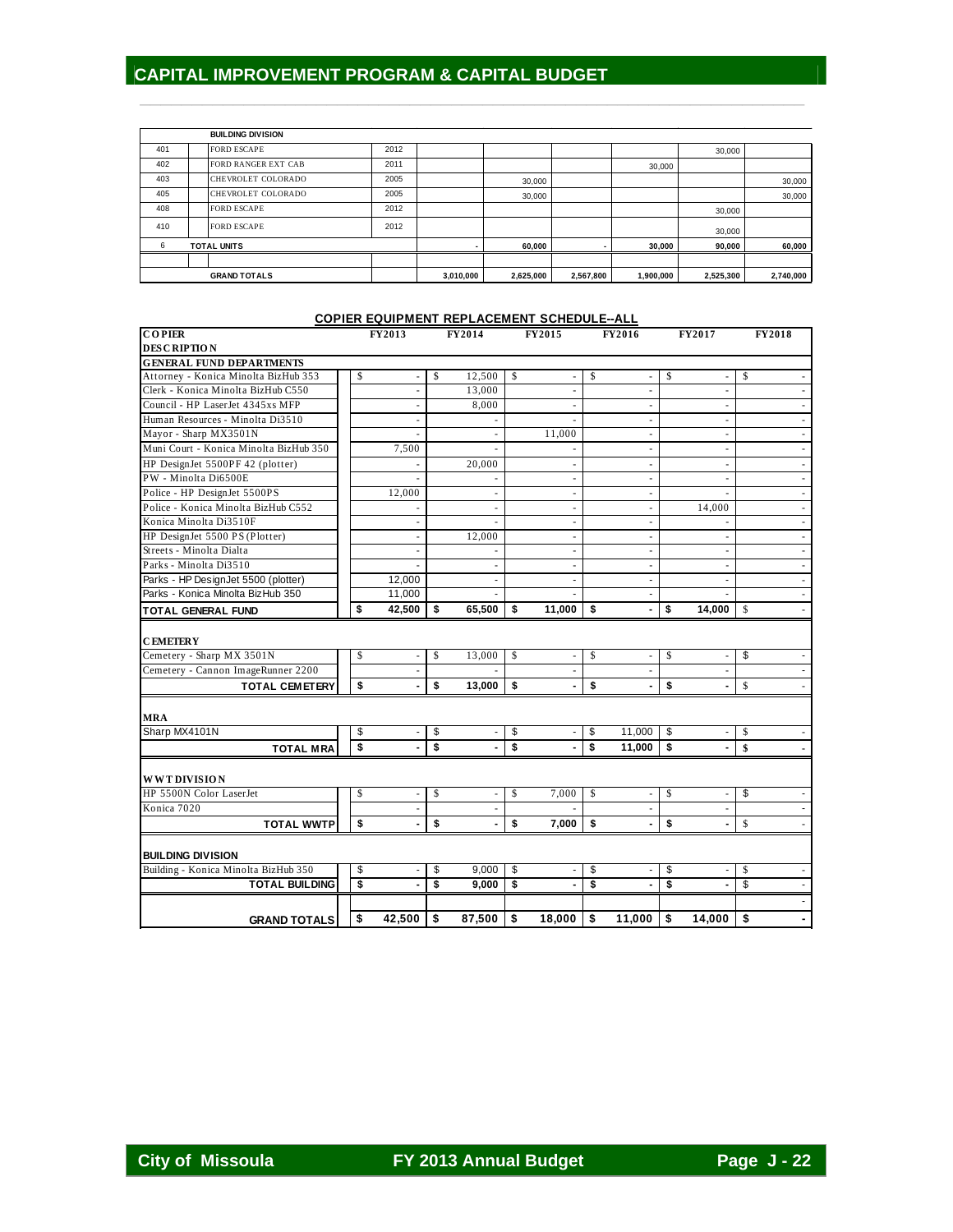| | BUILDING DIVISION | | | | | | | |
|---|---|---|---|---|---|---|---|---|
| 401 | FORD ESCAPE | 2012 | | | | | 30,000 | |
| 402 | FORD RANGER EXT CAB | 2011 | | | | 30,000 | | |
| 403 | CHEVROLET COLORADO | 2005 | | 30,000 | | | | 30,000 |
| 405 | CHEVROLET COLORADO | 2005 | | 30,000 | | | | 30,000 |
| 408 | FORD ESCAPE | 2012 | | | | | 30,000 | |
| 410 | FORD ESCAPE | 2012 | | | | | 30,000 | |
| 6 | **TOTAL UNITS** | | **-** | **60,000** | **-** | **30,000** | **90,000** | **60,000** |
| | | | | | | | | |
| | **GRAND TOTALS** | | **3,010,000** | **2,625,000** | **2,567,800** | **1,900,000** | **2,525,300** | **2,740,000** |

## COPIER EQUIPMENT REPLACEMENT SCHEDULE--ALL

| COPIER DESCRIPTION | FY2013 | FY2014 | FY2015 | FY2016 | FY2017 | FY2018 |
|---|---|---|---|---|---|---|
| **GENERAL FUND DEPARTMENTS** | | | | | | |
| Attorney - Konica Minolta BizHub 353 | $ - | $ 12,500 | $ - | $ - | $ - | $ - |
| Clerk - Konica Minolta BizHub C550 | - | 13,000 | - | - | - | - |
| Council - HP LaserJet 4345xs MFP | - | 8,000 | - | - | - | - |
| Human Resources - Minolta Di3510 | - | - | - | - | - | - |
| Mayor - Sharp MX3501N | - | - | 11,000 | - | - | - |
| Muni Court - Konica Minolta BizHub 350 | 7,500 | - | - | - | - | - |
| HP DesignJet 5500PF 42 (plotter) | - | 20,000 | - | - | - | - |
| PW - Minolta Di6500E | - | - | - | - | - | - |
| Police - HP DesignJet 5500PS | 12,000 | - | - | - | - | - |
| Police - Konica Minolta BizHub C552 | - | - | - | - | 14,000 | - |
| Konica Minolta Di3510F | - | - | - | - | - | - |
| HP DesignJet 5500 PS (Plotter) | - | 12,000 | - | - | - | - |
| Streets - Minolta Dialta | - | - | - | - | - | - |
| Parks - Minolta Di3510 | - | - | - | - | - | - |
| Parks - HP DesignJet 5500 (plotter) | 12,000 | - | - | - | - | - |
| Parks - Konica Minolta BizHub 350 | 11,000 | - | - | - | - | - |
| **TOTAL GENERAL FUND** | **$ 42,500** | **$ 65,500** | **$ 11,000** | **$ -** | **$ 14,000** | **$ -** |
| **CEMETERY** | | | | | | |
| Cemetery - Sharp MX 3501N | $ - | $ 13,000 | $ - | $ - | $ - | $ - |
| Cemetery - Cannon ImageRunner 2200 | - | - | - | - | - | - |
| **TOTAL CEMETERY** | **$ -** | **$ 13,000** | **$ -** | **$ -** | **$ -** | **$ -** |
| **MRA** | | | | | | |
| Sharp MX4101N | $ - | $ - | $ - | $ 11,000 | $ - | $ - |
| **TOTAL MRA** | **$ -** | **$ -** | **$ -** | **$ 11,000** | **$ -** | **$ -** |
| **WWT DIVISION** | | | | | | |
| HP 5500N Color LaserJet | $ - | $ - | $ 7,000 | $ - | $ - | $ - |
| Konica 7020 | - | - | - | - | - | - |
| **TOTAL WWTP** | **$ -** | **$ -** | **$ 7,000** | **$ -** | **$ -** | **$ -** |
| **BUILDING DIVISION** | | | | | | |
| Building - Konica Minolta BizHub 350 | $ - | $ 9,000 | $ - | $ - | $ - | $ - |
| **TOTAL BUILDING** | **$ -** | **$ 9,000** | **$ -** | **$ -** | **$ -** | **$ -** |
| | | | | | | - |
| **GRAND TOTALS** | **$ 42,500** | **$ 87,500** | **$ 18,000** | **$ 11,000** | **$ 14,000** | **$ -** |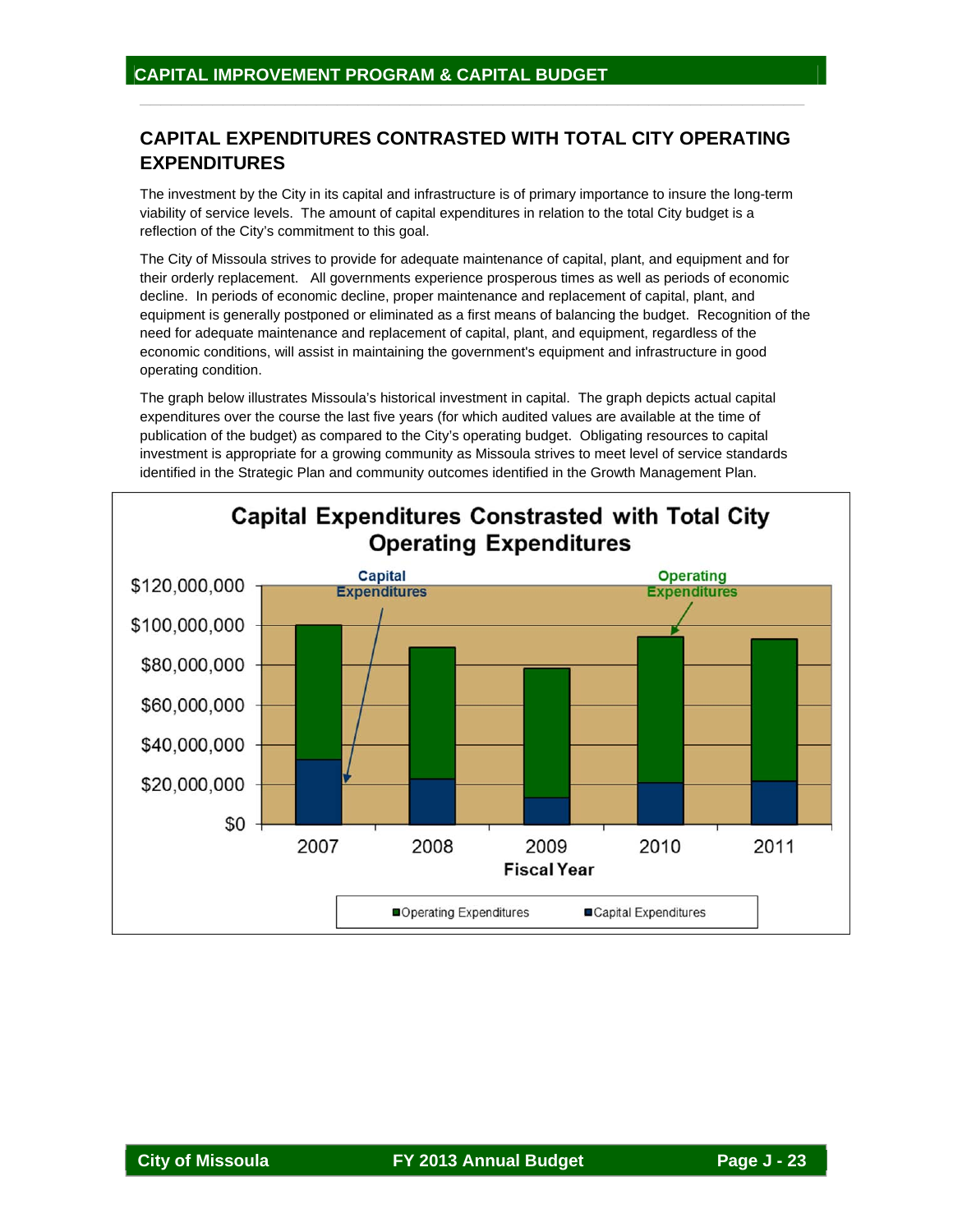## CAPITAL EXPENDITURES CONTRASTED WITH TOTAL CITY OPERATING EXPENDITURES

The investment by the City in its capital and infrastructure is of primary importance to insure the long-term viability of service levels. The amount of capital expenditures in relation to the total City budget is a reflection of the City's commitment to this goal.

The City of Missoula strives to provide for adequate maintenance of capital, plant, and equipment and for their orderly replacement. All governments experience prosperous times as well as periods of economic decline. In periods of economic decline, proper maintenance and replacement of capital, plant, and equipment is generally postponed or eliminated as a first means of balancing the budget. Recognition of the need for adequate maintenance and replacement of capital, plant, and equipment, regardless of the economic conditions, will assist in maintaining the government's equipment and infrastructure in good operating condition.

The graph below illustrates Missoula's historical investment in capital. The graph depicts actual capital expenditures over the course the last five years (for which audited values are available at the time of publication of the budget) as compared to the City's operating budget. Obligating resources to capital investment is appropriate for a growing community as Missoula strives to meet level of service standards identified in the Strategic Plan and community outcomes identified in the Growth Management Plan.

**Capital Expenditures Constrasted with Total City Operating Expenditures**

(Stacked bar chart by Fiscal Year 2007–2011; y-axis $0 to $120,000,000; legend: Operating Expenditures, Capital Expenditures)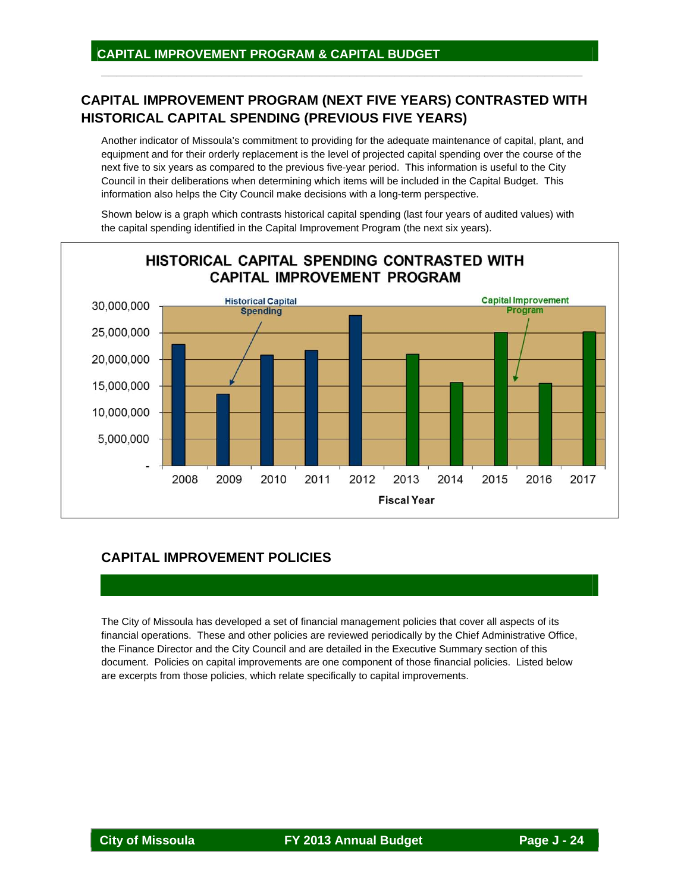## CAPITAL IMPROVEMENT PROGRAM & CAPITAL BUDGET

## CAPITAL IMPROVEMENT PROGRAM (NEXT FIVE YEARS) CONTRASTED WITH HISTORICAL CAPITAL SPENDING (PREVIOUS FIVE YEARS)

Another indicator of Missoula's commitment to providing for the adequate maintenance of capital, plant, and equipment and for their orderly replacement is the level of projected capital spending over the course of the next five to six years as compared to the previous five-year period. This information is useful to the City Council in their deliberations when determining which items will be included in the Capital Budget. This information also helps the City Council make decisions with a long-term perspective.

Shown below is a graph which contrasts historical capital spending (last four years of audited values) with the capital spending identified in the Capital Improvement Program (the next six years).

**HISTORICAL CAPITAL SPENDING CONTRASTED WITH CAPITAL IMPROVEMENT PROGRAM**

Historical Capital Spending: 2008–2012. Capital Improvement Program: 2013–2017.

Y-axis: - , 5,000,000, 10,000,000, 15,000,000, 20,000,000, 25,000,000, 30,000,000

X-axis: Fiscal Year — 2008, 2009, 2010, 2011, 2012, 2013, 2014, 2015, 2016, 2017

## CAPITAL IMPROVEMENT POLICIES

The City of Missoula has developed a set of financial management policies that cover all aspects of its financial operations. These and other policies are reviewed periodically by the Chief Administrative Office, the Finance Director and the City Council and are detailed in the Executive Summary section of this document. Policies on capital improvements are one component of those financial policies. Listed below are excerpts from those policies, which relate specifically to capital improvements.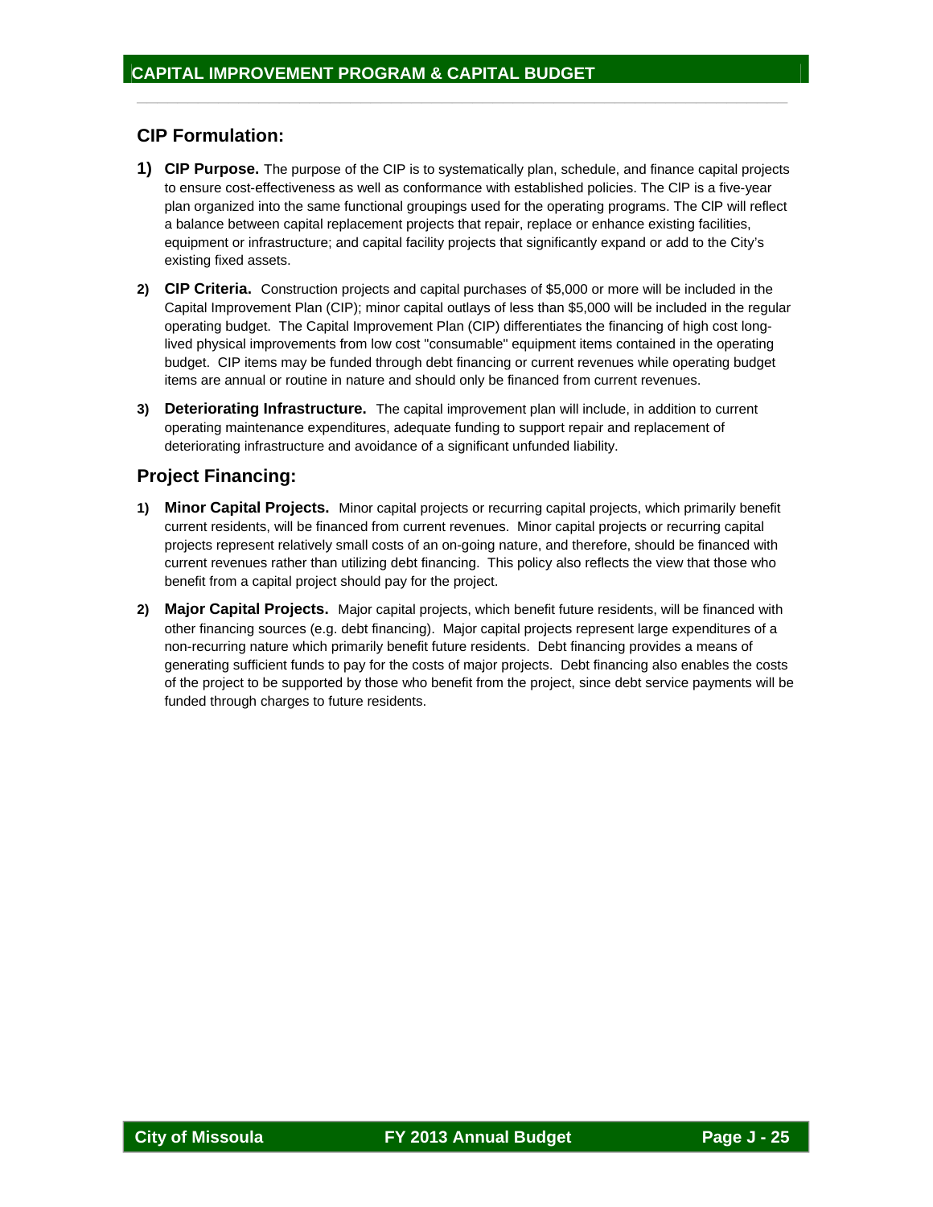## CIP Formulation:

1) **CIP Purpose.** The purpose of the CIP is to systematically plan, schedule, and finance capital projects to ensure cost-effectiveness as well as conformance with established policies. The CIP is a five-year plan organized into the same functional groupings used for the operating programs. The CIP will reflect a balance between capital replacement projects that repair, replace or enhance existing facilities, equipment or infrastructure; and capital facility projects that significantly expand or add to the City's existing fixed assets.

2) **CIP Criteria.** Construction projects and capital purchases of $5,000 or more will be included in the Capital Improvement Plan (CIP); minor capital outlays of less than $5,000 will be included in the regular operating budget. The Capital Improvement Plan (CIP) differentiates the financing of high cost long-lived physical improvements from low cost "consumable" equipment items contained in the operating budget. CIP items may be funded through debt financing or current revenues while operating budget items are annual or routine in nature and should only be financed from current revenues.

3) **Deteriorating Infrastructure.** The capital improvement plan will include, in addition to current operating maintenance expenditures, adequate funding to support repair and replacement of deteriorating infrastructure and avoidance of a significant unfunded liability.

## Project Financing:

1) **Minor Capital Projects.** Minor capital projects or recurring capital projects, which primarily benefit current residents, will be financed from current revenues. Minor capital projects or recurring capital projects represent relatively small costs of an on-going nature, and therefore, should be financed with current revenues rather than utilizing debt financing. This policy also reflects the view that those who benefit from a capital project should pay for the project.

2) **Major Capital Projects.** Major capital projects, which benefit future residents, will be financed with other financing sources (e.g. debt financing). Major capital projects represent large expenditures of a non-recurring nature which primarily benefit future residents. Debt financing provides a means of generating sufficient funds to pay for the costs of major projects. Debt financing also enables the costs of the project to be supported by those who benefit from the project, since debt service payments will be funded through charges to future residents.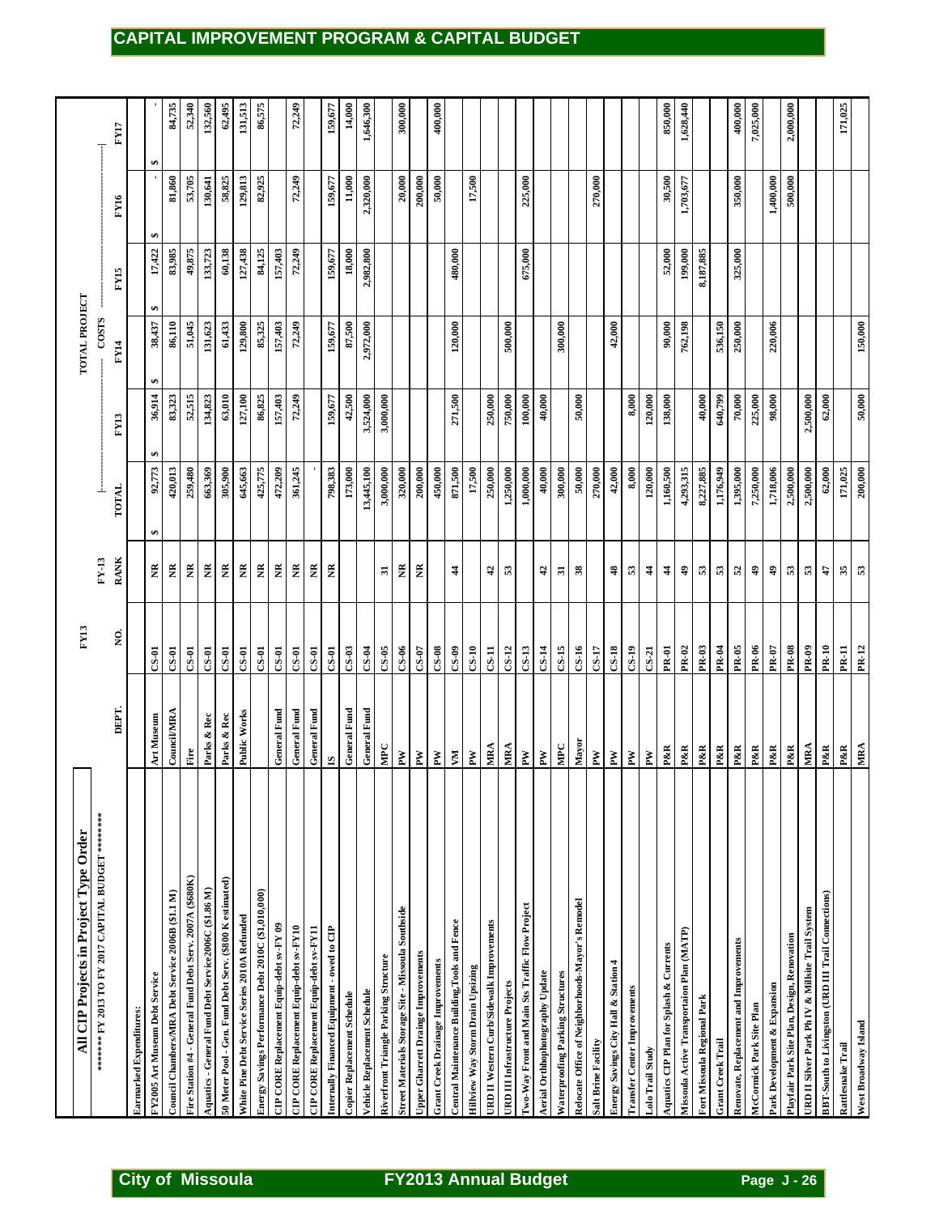# CAPITAL IMPROVEMENT PROGRAM & CAPITAL BUDGET

## All CIP Projects in Project Type Order

******** FY 2013 TO FY 2017 CAPITAL BUDGET ********

| | DEPT. | FY13 NO. | FY-13 RANK | TOTAL | FY13 | FY14 | FY15 | FY16 | FY17 |
|---|---|---|---|---|---|---|---|---|---|
| Earmarked Expenditures: | | | | | | | | | |
| FY2005 Art Museum Debt Service | Art Museum | CS-01 | NR | $ 92,773 | $ 36,914 | $ 38,437 | $ 17,422 | $ - | $ - |
| Council Chambers/MRA Debt Service 2006B ($1.1 M) | Council/MRA | CS-01 | NR | 420,013 | 83,323 | 86,110 | 83,985 | 81,860 | 84,735 |
| Fire Station #4 - General Fund Debt Serv. 2007A ($680K) | Fire | CS-01 | NR | 259,480 | 52,515 | 51,045 | 49,875 | 53,705 | 52,340 |
| Aquatics - General Fund Debt Service2006C ($1.86 M) | Parks & Rec | CS-01 | NR | 663,369 | 134,823 | 131,623 | 133,723 | 130,641 | 132,560 |
| 50 Meter Pool - Gen. Fund Debt Serv. ($800 K estimated) | Parks & Rec | CS-01 | NR | 305,900 | 63,010 | 61,433 | 60,138 | 58,825 | 62,495 |
| White Pine Debt Service Series 2010A Refunded | Public Works | CS-01 | NR | 645,663 | 127,100 | 129,800 | 127,438 | 129,813 | 131,513 |
| Energy Savings Performance Debt 2010C ($1,010,000) | | CS-01 | NR | 425,775 | 86,825 | 85,325 | 84,125 | 82,925 | 86,575 |
| CIP CORE Replacement Equip-debt sv-FY 09 | General Fund | CS-01 | NR | 472,209 | 157,403 | 157,403 | 157,403 | | |
| CIP CORE Replacement Equip-debt sv-FY10 | General Fund | CS-01 | NR | 361,245 | 72,249 | 72,249 | 72,249 | 72,249 | 72,249 |
| CIP CORE Replacement Equip-debt sv-FY11 | General Fund | CS-01 | NR | - | | | | | |
| Internally Financed Equipment - owed to CIP | IS | CS-01 | NR | 798,383 | 159,677 | 159,677 | 159,677 | 159,677 | 159,677 |
| Copier Replacement Schedule | General Fund | CS-03 | | 173,000 | 42,500 | 87,500 | 18,000 | 11,000 | 14,000 |
| Vehicle Replacement Schedule | General Fund | CS-04 | | 13,445,100 | 3,524,000 | 2,972,000 | 2,982,800 | 2,320,000 | 1,646,300 |
| Riverfront Triangle Parking Structure | MPC | CS-05 | 31 | 3,000,000 | 3,000,000 | | | | |
| Street Materials Storage Site - Missoula Southside | PW | CS-06 | NR | 320,000 | | | | 20,000 | 300,000 |
| Upper Gharrett Drainge Improvements | PW | CS-07 | NR | 200,000 | | | | 200,000 | |
| Grant Creek Drainage Improvements | PW | CS-08 | | 450,000 | | | | 50,000 | 400,000 |
| Central Maintenance Building,Tools and Fence | VM | CS-09 | 44 | 871,500 | 271,500 | 120,000 | 480,000 | | |
| Hillview Way Storm Drain Upsizing | PW | CS-10 | | 17,500 | | | | 17,500 | |
| URD II Western Curb/Sidewalk Improvements | MRA | CS-11 | 42 | 250,000 | 250,000 | | | | |
| URD III Infrastructure Projects | MRA | CS-12 | 53 | 1,250,000 | 750,000 | 500,000 | | | |
| Two-Way Front and Main Sts Traffic Flow Project | PW | CS-13 | | 1,000,000 | 100,000 | | 675,000 | 225,000 | |
| Aerial Orthophotography Update | PW | CS-14 | 42 | 40,000 | 40,000 | | | | |
| Waterproofing Parking Structures | MPC | CS-15 | 31 | 300,000 | | 300,000 | | | |
| Relocate Office of Neighborhoods-Mayor's Remodel | Mayor | CS-16 | 38 | 50,000 | 50,000 | | | | |
| Salt Brine Facility | PW | CS-17 | | 270,000 | | | | 270,000 | |
| Energy Savings City Hall & Station 4 | PW | CS-18 | 48 | 42,000 | | 42,000 | | | |
| Transfer Center Improvements | PW | CS-19 | 53 | 8,000 | 8,000 | | | | |
| Lolo Trail Study | PW | CS-21 | 44 | 120,000 | 120,000 | | | | |
| Aquatics CIP Plan for Splash & Currents | P&R | PR-01 | 44 | 1,160,500 | 138,000 | 90,000 | 52,000 | 30,500 | 850,000 |
| Missoula Active Transportaion Plan (MATP) | P&R | PR-02 | 49 | 4,293,315 | | 762,198 | 199,000 | 1,703,677 | 1,628,440 |
| Fort Missoula Regional Park | P&R | PR-03 | 53 | 8,227,885 | 40,000 | | 8,187,885 | | |
| Grant Creek Trail | P&R | PR-04 | 53 | 1,176,949 | 640,799 | 536,150 | | | |
| Renovate, Replacement and Improvements | P&R | PR-05 | 52 | 1,395,000 | 70,000 | 250,000 | 325,000 | 350,000 | 400,000 |
| McCormick Park Site Plan | P&R | PR-06 | 49 | 7,250,000 | 225,000 | | | | 7,025,000 |
| Park Development & Expansion | P&R | PR-07 | 49 | 1,718,006 | 98,000 | 220,006 | | 1,400,000 | |
| Playfair Park Site Plan, Design, Renovation | P&R | PR-08 | 53 | 2,500,000 | | | | 500,000 | 2,000,000 |
| URD II Silver Park Ph IV & Millsite Trail System | MRA | PR-09 | 53 | 2,500,000 | 2,500,000 | | | | |
| BBT-South to Livingston (URD III Trail Connections) | P&R | PR-10 | 47 | 62,000 | 62,000 | | | | |
| Rattlesnake Trail | P&R | PR-11 | 35 | 171,025 | | | | | 171,025 |
| West Broadway Island | MRA | PR-12 | 53 | 200,000 | 50,000 | 150,000 | | | |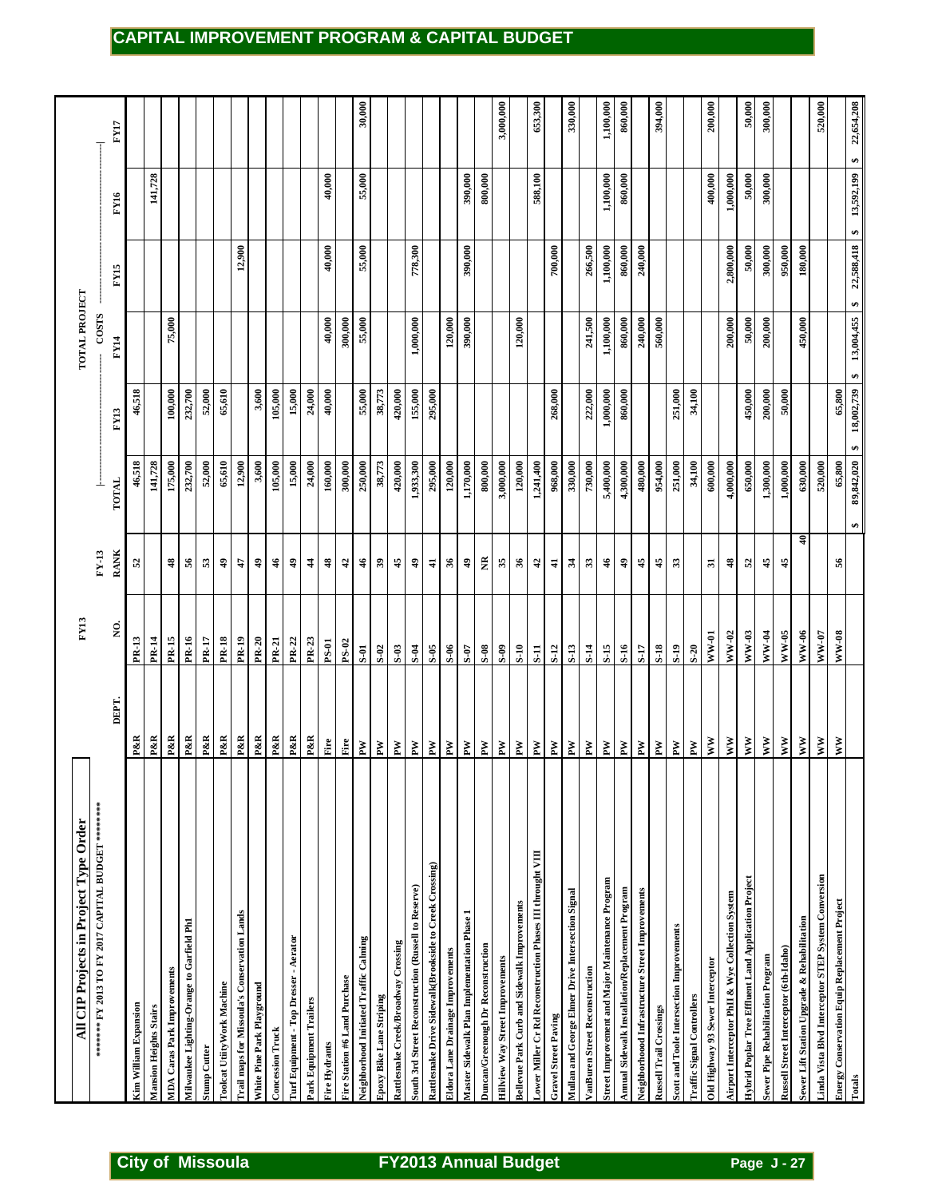# CAPITAL IMPROVEMENT PROGRAM & CAPITAL BUDGET

## All CIP Projects in Project Type Order

******** FY 2013 TO FY 2017 CAPITAL BUDGET ********

| | | FY13 | FY-13 | TOTAL PROJECT COSTS | | | | | |
|---|---|---|---|---|---|---|---|---|---|
| | DEPT. | NO. | RANK | TOTAL | FY13 | FY14 | FY15 | FY16 | FY17 |
| Kim William Expansion | P&R | PR-13 | 52 | 46,518 | 46,518 | | | | |
| Mansion Heights Stairs | P&R | PR-14 | | 141,728 | | | | 141,728 | |
| MDA Caras Park Improvements | P&R | PR-15 | 48 | 175,000 | 100,000 | 75,000 | | | |
| Milwaukee Lighting-Orange to Garfield Ph1 | P&R | PR-16 | 56 | 232,700 | 232,700 | | | | |
| Stump Cutter | P&R | PR-17 | 53 | 52,000 | 52,000 | | | | |
| Toolcat Utility Work Machine | P&R | PR-18 | 49 | 65,610 | 65,610 | | | | |
| Trail maps for Missoula's Conservation Lands | P&R | PR-19 | 47 | 12,900 | | | 12,900 | | |
| White Pine Park Playground | P&R | PR-20 | 49 | 3,600 | 3,600 | | | | |
| Concession Truck | P&R | PR-21 | 46 | 105,000 | 105,000 | | | | |
| Turf Equipment - Top Dresser - Aerator | P&R | PR-22 | 49 | 15,000 | 15,000 | | | | |
| Park Equipment Trailers | P&R | PR-23 | 44 | 24,000 | 24,000 | | | | |
| Fire Hydrants | Fire | PS-01 | 48 | 160,000 | 40,000 | 40,000 | 40,000 | 40,000 | |
| Fire Station #6 Land Purchase | Fire | PS-02 | 42 | 300,000 | | 300,000 | | | |
| Neighborhood Initiated Traffic Calming | PW | S-01 | 46 | 250,000 | 55,000 | 55,000 | 55,000 | 55,000 | 30,000 |
| Epoxy Bike Lane Striping | PW | S-02 | 39 | 38,773 | 38,773 | | | | |
| Rattlesnake Creek/Broadway Crossing | PW | S-03 | 45 | 420,000 | 420,000 | | | | |
| South 3rd Street Reconstruction (Russell to Reserve) | PW | S-04 | 49 | 1,933,300 | 155,000 | 1,000,000 | 778,300 | | |
| Rattlesnake Drive Sidewalk(Brookside to Creek Crossing) | PW | S-05 | 41 | 295,000 | 295,000 | | | | |
| Eldora Lane Drainage Improvements | PW | S-06 | 36 | 120,000 | | 120,000 | | | |
| Master Sidewalk Plan Implementation Phase 1 | PW | S-07 | 49 | 1,170,000 | | 390,000 | 390,000 | 390,000 | |
| Duncan/Greenough Dr Reconstruction | PW | S-08 | NR | 800,000 | | | | 800,000 | |
| Hillview Way Street Improvements | PW | S-09 | 35 | 3,000,000 | | | | | 3,000,000 |
| Bellevue Park Curb and Sidewalk Improvements | PW | S-10 | 36 | 120,000 | | 120,000 | | | |
| Lower Miller Cr Rd Reconstruction Phases III throught VIII | PW | S-11 | 42 | 1,241,400 | | | | 588,100 | 653,300 |
| Gravel Street Paving | PW | S-12 | 41 | 968,000 | 268,000 | | 700,000 | | |
| Mullan and George Elmer Drive Intersection Signal | PW | S-13 | 34 | 330,000 | | | | | 330,000 |
| VanBuren Street Reconstruction | PW | S-14 | 33 | 730,000 | 222,000 | 241,500 | 266,500 | | |
| Street Improvement and Major Maintenance Program | PW | S-15 | 46 | 5,400,000 | 1,000,000 | 1,100,000 | 1,100,000 | 1,100,000 | 1,100,000 |
| Annual Sidewalk Installation/Replacement Program | PW | S-16 | 49 | 4,300,000 | 860,000 | 860,000 | 860,000 | 860,000 | 860,000 |
| Neighborhood Infrastructure Street Improvements | PW | S-17 | 45 | 480,000 | | 240,000 | 240,000 | | |
| Russell Trail Crossings | PW | S-18 | 45 | 954,000 | | 560,000 | | | 394,000 |
| Scott and Toole Intersection Improvements | PW | S-19 | 33 | 251,000 | 251,000 | | | | |
| Traffic Signal Controllers | PW | S-20 | | 34,100 | 34,100 | | | | |
| Old Highway 93 Sewer Interceptor | WW | WW-01 | 31 | 600,000 | | | | 400,000 | 200,000 |
| Airport Interceptor PhII & Wye Collection System | WW | WW-02 | 48 | 4,000,000 | | 200,000 | 2,800,000 | 1,000,000 | |
| Hybrid Poplar Tree Effluent Land Application Project | WW | WW-03 | 52 | 650,000 | 450,000 | 50,000 | 50,000 | 50,000 | 50,000 |
| Sewer Pipe Rehabilitation Program | WW | WW-04 | 45 | 1,300,000 | 200,000 | 200,000 | 300,000 | 300,000 | 300,000 |
| Russell Street Interceptor (6th-Idaho) | WW | WW-05 | 45 | 1,000,000 | 50,000 | | 950,000 | | |
| Sewer Lift Station Upgrade & Rehabilitation | WW | WW-06 | 40 | 630,000 | | 450,000 | 180,000 | | |
| Linda Vista Blvd Interceptor STEP System Conversion | WW | WW-07 | | 520,000 | | | | | 520,000 |
| Energy Conservation Equip Replacement Project | WW | WW-08 | 56 | 65,800 | 65,800 | | | | |
| Totals | | | | $ 89,842,020 | $ 18,002,739 | $ 13,004,455 | $ 22,588,418 | $ 13,592,199 | $ 22,654,208 |